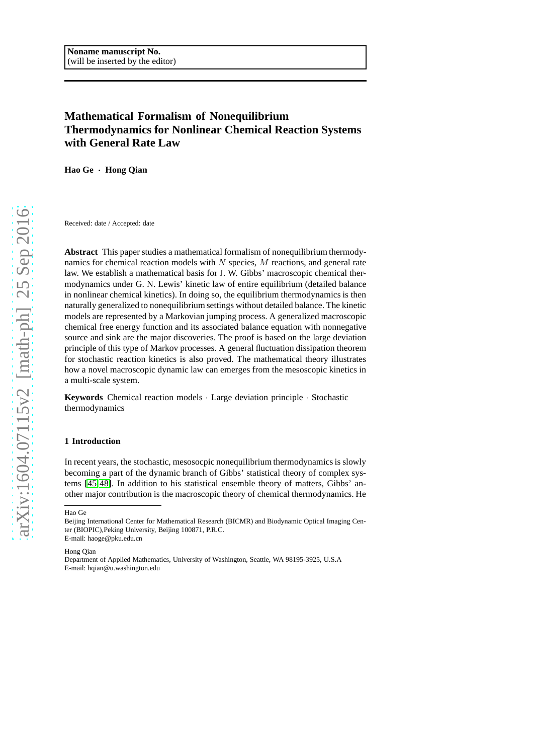Noname manuscript No.
(will be inserted by the editor)

# Mathematical Formalism of Nonequilibrium Thermodynamics for Nonlinear Chemical Reaction Systems with General Rate Law

**Hao Ge · Hong Qian**

Received: date / Accepted: date

**Abstract** This paper studies a mathematical formalism of nonequilibrium thermodynamics for chemical reaction models with $N$ species, $M$ reactions, and general rate law. We establish a mathematical basis for J. W. Gibbs' macroscopic chemical thermodynamics under G. N. Lewis' kinetic law of entire equilibrium (detailed balance in nonlinear chemical kinetics). In doing so, the equilibrium thermodynamics is then naturally generalized to nonequilibrium settings without detailed balance. The kinetic models are represented by a Markovian jumping process. A generalized macroscopic chemical free energy function and its associated balance equation with nonnegative source and sink are the major discoveries. The proof is based on the large deviation principle of this type of Markov processes. A general fluctuation dissipation theorem for stochastic reaction kinetics is also proved. The mathematical theory illustrates how a novel macroscopic dynamic law can emerges from the mesoscopic kinetics in a multi-scale system.

**Keywords** Chemical reaction models · Large deviation principle · Stochastic thermodynamics

## 1 Introduction

In recent years, the stochastic, mesosocpic nonequilibrium thermodynamics is slowly becoming a part of the dynamic branch of Gibbs' statistical theory of complex systems [45,48]. In addition to his statistical ensemble theory of matters, Gibbs' another major contribution is the macroscopic theory of chemical thermodynamics. He

---

Hao Ge
Beijing International Center for Mathematical Research (BICMR) and Biodynamic Optical Imaging Center (BIOPIC),Peking University, Beijing 100871, P.R.C.
E-mail: haoge@pku.edu.cn

Hong Qian
Department of Applied Mathematics, University of Washington, Seattle, WA 98195-3925, U.S.A
E-mail: hqian@u.washington.edu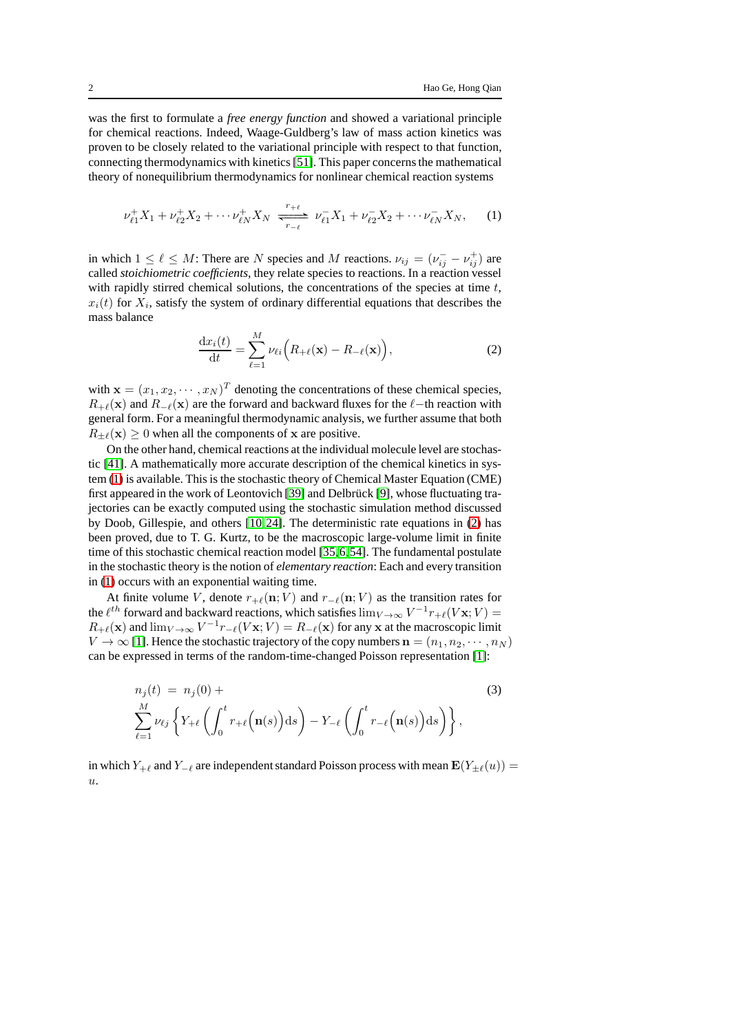was the first to formulate a *free energy function* and showed a variational principle for chemical reactions. Indeed, Waage-Guldberg's law of mass action kinetics was proven to be closely related to the variational principle with respect to that function, connecting thermodynamics with kinetics [51]. This paper concerns the mathematical theory of nonequilibrium thermodynamics for nonlinear chemical reaction systems

$$\nu_{\ell 1}^{+}X_1 + \nu_{\ell 2}^{+}X_2 + \cdots \nu_{\ell N}^{+}X_N \underset{r_{-\ell}}{\overset{r_{+\ell}}{\rightleftharpoons}} \nu_{\ell 1}^{-}X_1 + \nu_{\ell 2}^{-}X_2 + \cdots \nu_{\ell N}^{-}X_N, \tag{1}$$

in which $1 \leq \ell \leq M$: There are $N$ species and $M$ reactions. $\nu_{ij} = (\nu_{ij}^{-} - \nu_{ij}^{+})$ are called *stoichiometric coefficients*, they relate species to reactions. In a reaction vessel with rapidly stirred chemical solutions, the concentrations of the species at time $t$, $x_i(t)$ for $X_i$, satisfy the system of ordinary differential equations that describes the mass balance

$$\frac{\mathrm{d}x_i(t)}{\mathrm{d}t} = \sum_{\ell=1}^{M} \nu_{\ell i}\Big(R_{+\ell}(\mathbf{x}) - R_{-\ell}(\mathbf{x})\Big), \tag{2}$$

with $\mathbf{x} = (x_1, x_2, \cdots, x_N)^T$ denoting the concentrations of these chemical species, $R_{+\ell}(\mathbf{x})$ and $R_{-\ell}(\mathbf{x})$ are the forward and backward fluxes for the $\ell-$th reaction with general form. For a meaningful thermodynamic analysis, we further assume that both $R_{\pm\ell}(\mathbf{x}) \geq 0$ when all the components of $\mathbf{x}$ are positive.

On the other hand, chemical reactions at the individual molecule level are stochastic [41]. A mathematically more accurate description of the chemical kinetics in system (1) is available. This is the stochastic theory of Chemical Master Equation (CME) first appeared in the work of Leontovich [39] and Delbrück [9], whose fluctuating trajectories can be exactly computed using the stochastic simulation method discussed by Doob, Gillespie, and others [10,24]. The deterministic rate equations in (2) has been proved, due to T. G. Kurtz, to be the macroscopic large-volume limit in finite time of this stochastic chemical reaction model [35,6,54]. The fundamental postulate in the stochastic theory is the notion of *elementary reaction*: Each and every transition in (1) occurs with an exponential waiting time.

At finite volume $V$, denote $r_{+\ell}(\mathbf{n};V)$ and $r_{-\ell}(\mathbf{n};V)$ as the transition rates for the $\ell^{th}$ forward and backward reactions, which satisfies $\lim_{V\to\infty} V^{-1}r_{+\ell}(V\mathbf{x};V) = R_{+\ell}(\mathbf{x})$ and $\lim_{V\to\infty} V^{-1}r_{-\ell}(V\mathbf{x};V) = R_{-\ell}(\mathbf{x})$ for any $\mathbf{x}$ at the macroscopic limit $V \to \infty$ [1]. Hence the stochastic trajectory of the copy numbers $\mathbf{n} = (n_1, n_2, \cdots, n_N)$ can be expressed in terms of the random-time-changed Poisson representation [1]:

$$\begin{aligned} n_j(t) \ &= \ n_j(0) + \\ &\sum_{\ell=1}^{M} \nu_{\ell j}\left\{ Y_{+\ell}\left(\int_0^t r_{+\ell}\Big(\mathbf{n}(s)\Big)\mathrm{d}s\right) - Y_{-\ell}\left(\int_0^t r_{-\ell}\Big(\mathbf{n}(s)\Big)\mathrm{d}s\right)\right\}, \end{aligned} \tag{3}$$

in which $Y_{+\ell}$ and $Y_{-\ell}$ are independent standard Poisson process with mean $\mathbf{E}(Y_{\pm\ell}(u)) = u$.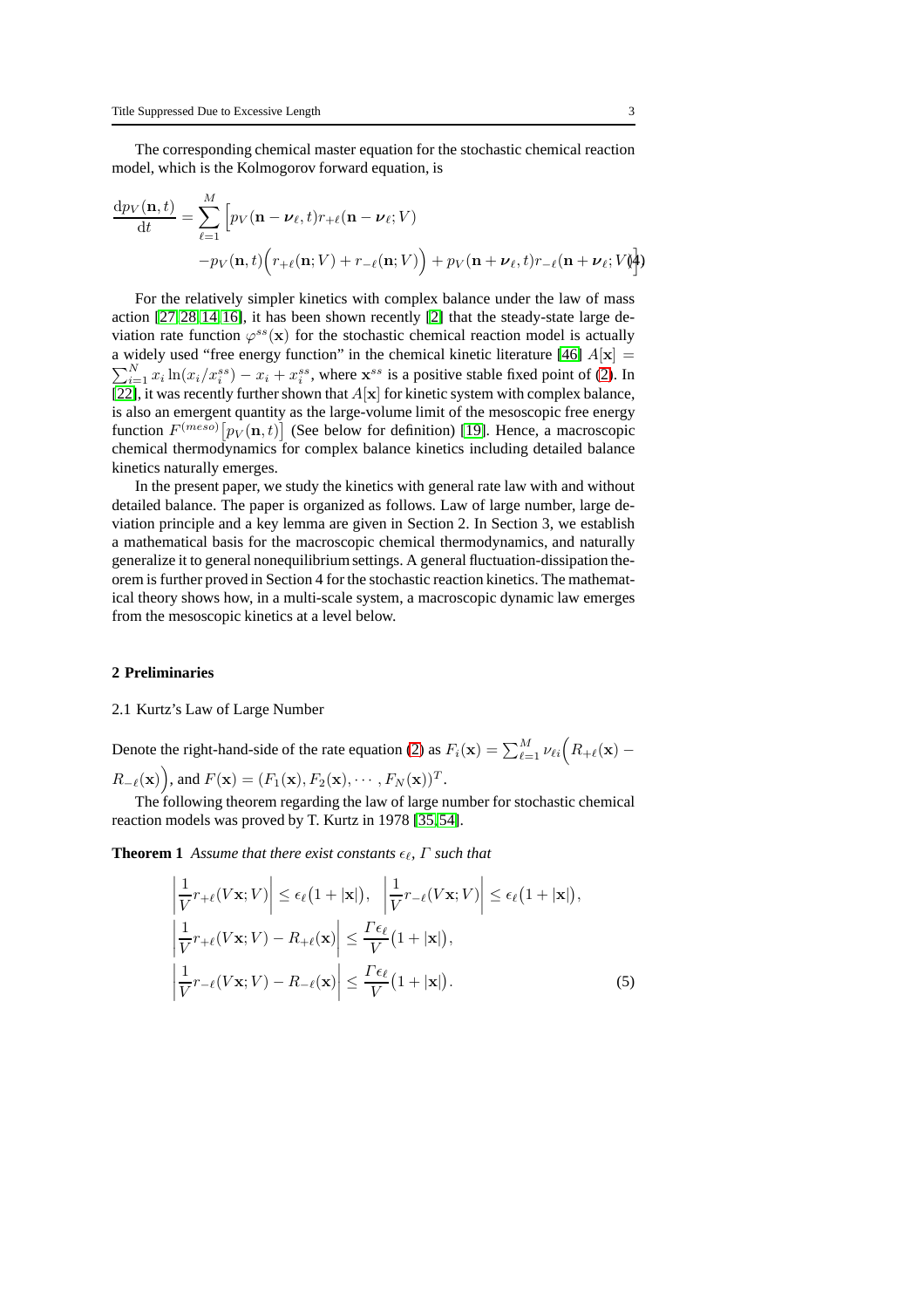The corresponding chemical master equation for the stochastic chemical reaction model, which is the Kolmogorov forward equation, is

$$
\frac{\mathrm{d}p_V(\mathbf{n},t)}{\mathrm{d}t} = \sum_{\ell=1}^{M} \Big[ p_V(\mathbf{n}-\boldsymbol{\nu}_\ell,t) r_{+\ell}(\mathbf{n}-\boldsymbol{\nu}_\ell;V) - p_V(\mathbf{n},t)\Big( r_{+\ell}(\mathbf{n};V) + r_{-\ell}(\mathbf{n};V) \Big) + p_V(\mathbf{n}+\boldsymbol{\nu}_\ell,t) r_{-\ell}(\mathbf{n}+\boldsymbol{\nu}_\ell;V) \Big] \quad (4)
$$

For the relatively simpler kinetics with complex balance under the law of mass action [27,28,14,16], it has been shown recently [2] that the steady-state large deviation rate function $\varphi^{ss}(\mathbf{x})$ for the stochastic chemical reaction model is actually a widely used "free energy function" in the chemical kinetic literature [46] $A[\mathbf{x}] = \sum_{i=1}^{N} x_i \ln(x_i/x_i^{ss}) - x_i + x_i^{ss}$, where $\mathbf{x}^{ss}$ is a positive stable fixed point of (2). In [22], it was recently further shown that $A[\mathbf{x}]$ for kinetic system with complex balance, is also an emergent quantity as the large-volume limit of the mesoscopic free energy function $F^{(meso)}\big[p_V(\mathbf{n},t)\big]$ (See below for definition) [19]. Hence, a macroscopic chemical thermodynamics for complex balance kinetics including detailed balance kinetics naturally emerges.

In the present paper, we study the kinetics with general rate law with and without detailed balance. The paper is organized as follows. Law of large number, large deviation principle and a key lemma are given in Section 2. In Section 3, we establish a mathematical basis for the macroscopic chemical thermodynamics, and naturally generalize it to general nonequilibrium settings. A general fluctuation-dissipation theorem is further proved in Section 4 for the stochastic reaction kinetics. The mathematical theory shows how, in a multi-scale system, a macroscopic dynamic law emerges from the mesoscopic kinetics at a level below.

## 2 Preliminaries

### 2.1 Kurtz's Law of Large Number

Denote the right-hand-side of the rate equation (2) as $F_i(\mathbf{x}) = \sum_{\ell=1}^{M} \nu_{\ell i}\Big( R_{+\ell}(\mathbf{x}) - R_{-\ell}(\mathbf{x})\Big)$, and $F(\mathbf{x}) = (F_1(\mathbf{x}), F_2(\mathbf{x}), \cdots, F_N(\mathbf{x}))^T$.

The following theorem regarding the law of large number for stochastic chemical reaction models was proved by T. Kurtz in 1978 [35,54].

**Theorem 1** *Assume that there exist constants $\epsilon_\ell$, $\Gamma$ such that*

$$
\begin{aligned}
&\left| \frac{1}{V} r_{+\ell}(V\mathbf{x};V) \right| \le \epsilon_\ell\big(1+|\mathbf{x}|\big), \quad \left| \frac{1}{V} r_{-\ell}(V\mathbf{x};V) \right| \le \epsilon_\ell\big(1+|\mathbf{x}|\big), \\
&\left| \frac{1}{V} r_{+\ell}(V\mathbf{x};V) - R_{+\ell}(\mathbf{x}) \right| \le \frac{\Gamma\epsilon_\ell}{V}\big(1+|\mathbf{x}|\big), \\
&\left| \frac{1}{V} r_{-\ell}(V\mathbf{x};V) - R_{-\ell}(\mathbf{x}) \right| \le \frac{\Gamma\epsilon_\ell}{V}\big(1+|\mathbf{x}|\big).
\end{aligned} \quad (5)
$$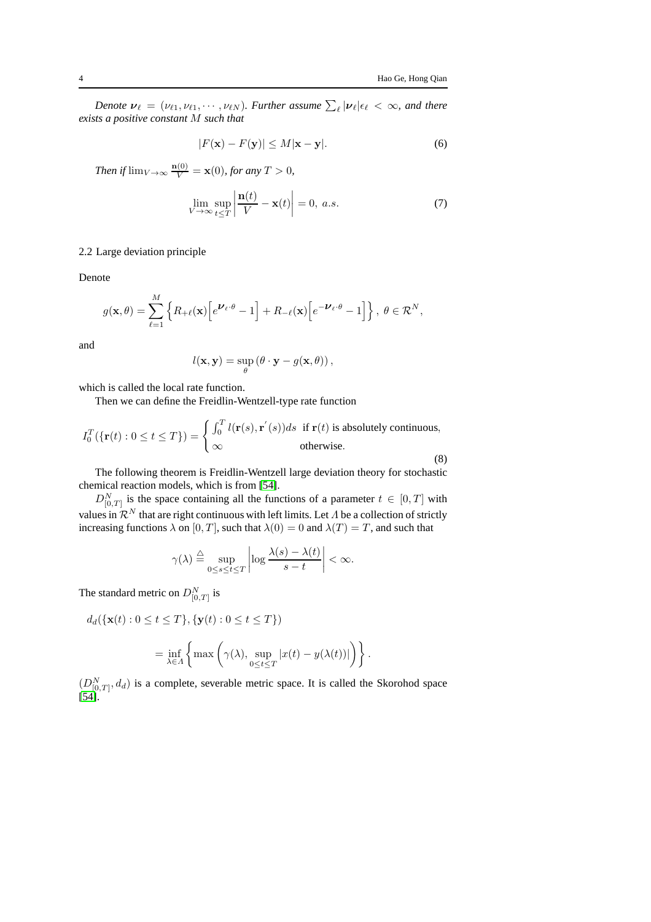*Denote $\boldsymbol{\nu}_\ell = (\nu_{\ell 1}, \nu_{\ell 1}, \cdots, \nu_{\ell N})$. Further assume $\sum_\ell |\boldsymbol{\nu}_\ell|\epsilon_\ell < \infty$, and there exists a positive constant $M$ such that*

$$|F(\mathbf{x}) - F(\mathbf{y})| \leq M|\mathbf{x} - \mathbf{y}|. \tag{6}$$

*Then if $\lim_{V\to\infty} \frac{\mathbf{n}(0)}{V} = \mathbf{x}(0)$, for any $T > 0$,*

$$\lim_{V\to\infty} \sup_{t\leq T} \left| \frac{\mathbf{n}(t)}{V} - \mathbf{x}(t) \right| = 0, \ a.s. \tag{7}$$

### 2.2 Large deviation principle

Denote

$$g(\mathbf{x}, \theta) = \sum_{\ell=1}^{M} \left\{ R_{+\ell}(\mathbf{x})\left[e^{\boldsymbol{\nu}_\ell \cdot \theta} - 1\right] + R_{-\ell}(\mathbf{x})\left[e^{-\boldsymbol{\nu}_\ell \cdot \theta} - 1\right] \right\}, \ \theta \in \mathcal{R}^N,$$

and

$$l(\mathbf{x}, \mathbf{y}) = \sup_\theta \left(\theta \cdot \mathbf{y} - g(\mathbf{x}, \theta)\right),$$

which is called the local rate function.

Then we can define the Freidlin-Wentzell-type rate function

$$I_0^T(\{\mathbf{r}(t) : 0 \leq t \leq T\}) = \begin{cases} \int_0^T l(\mathbf{r}(s), \mathbf{r}^{'}(s))ds & \text{if } \mathbf{r}(t) \text{ is absolutely continuous}, \\ \infty & \text{otherwise}. \end{cases} \tag{8}$$

The following theorem is Freidlin-Wentzell large deviation theory for stochastic chemical reaction models, which is from [54].

$D^N_{[0,T]}$ is the space containing all the functions of a parameter $t \in [0, T]$ with values in $\mathcal{R}^N$ that are right continuous with left limits. Let $\Lambda$ be a collection of strictly increasing functions $\lambda$ on $[0, T]$, such that $\lambda(0) = 0$ and $\lambda(T) = T$, and such that

$$\gamma(\lambda) \stackrel{\triangle}{=} \sup_{0\leq s\leq t\leq T} \left| \log \frac{\lambda(s) - \lambda(t)}{s - t} \right| < \infty.$$

The standard metric on $D^N_{[0,T]}$ is

$$d_d(\{\mathbf{x}(t) : 0 \leq t \leq T\}, \{\mathbf{y}(t) : 0 \leq t \leq T\})$$

$$= \inf_{\lambda\in\Lambda} \left\{ \max\left( \gamma(\lambda), \sup_{0\leq t\leq T} |x(t) - y(\lambda(t))| \right) \right\}.$$

$(D^N_{[0,T]}, d_d)$ is a complete, severable metric space. It is called the Skorohod space [54].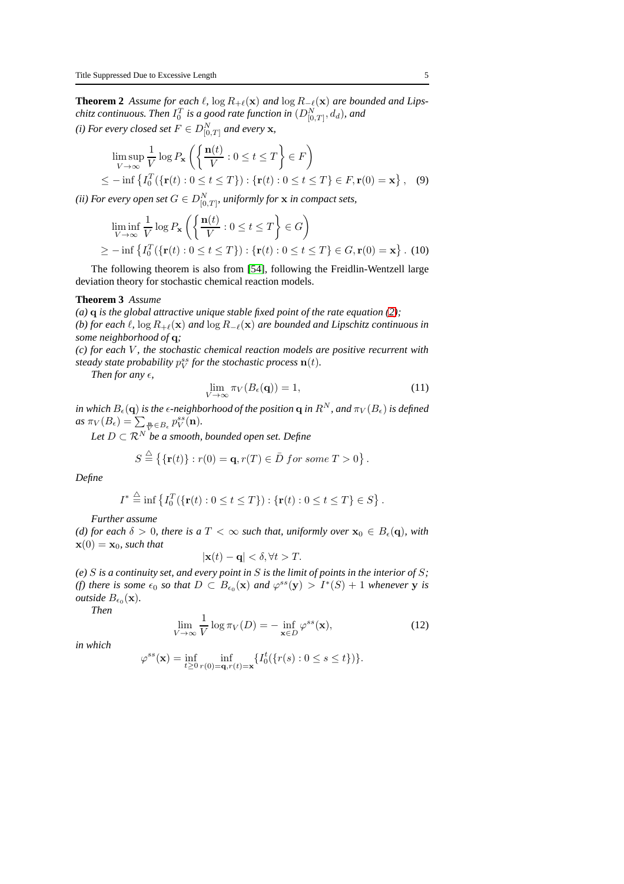**Theorem 2** *Assume for each $\ell$, $\log R_{+\ell}(\mathbf{x})$ and $\log R_{-\ell}(\mathbf{x})$ are bounded and Lipschitz continuous. Then $I_0^T$ is a good rate function in $(D^N_{[0,T]}, d_d)$, and*

*(i) For every closed set $F \in D^N_{[0,T]}$ and every $\mathbf{x}$,*

$$\limsup_{V\to\infty} \frac{1}{V} \log P_{\mathbf{x}} \left( \left\{ \frac{\mathbf{n}(t)}{V} : 0 \le t \le T \right\} \in F \right) \\ \le -\inf \left\{ I_0^T(\{\mathbf{r}(t) : 0 \le t \le T\}) : \{\mathbf{r}(t) : 0 \le t \le T\} \in F, \mathbf{r}(0) = \mathbf{x} \right\}, \quad (9)$$

*(ii) For every open set $G \in D^N_{[0,T]}$, uniformly for $\mathbf{x}$ in compact sets,*

$$\liminf_{V\to\infty} \frac{1}{V} \log P_{\mathbf{x}} \left( \left\{ \frac{\mathbf{n}(t)}{V} : 0 \le t \le T \right\} \in G \right) \\ \ge -\inf \left\{ I_0^T(\{\mathbf{r}(t) : 0 \le t \le T\}) : \{\mathbf{r}(t) : 0 \le t \le T\} \in G, \mathbf{r}(0) = \mathbf{x} \right\}. \quad (10)$$

The following theorem is also from [54], following the Freidlin-Wentzell large deviation theory for stochastic chemical reaction models.

**Theorem 3** *Assume*

*(a) $\mathbf{q}$ is the global attractive unique stable fixed point of the rate equation (2);*

*(b) for each $\ell$, $\log R_{+\ell}(\mathbf{x})$ and $\log R_{-\ell}(\mathbf{x})$ are bounded and Lipschitz continuous in some neighborhood of $\mathbf{q}$;*

*(c) for each $V$, the stochastic chemical reaction models are positive recurrent with steady state probability $p_V^{ss}$ for the stochastic process $\mathbf{n}(t)$.*

*Then for any $\epsilon$,*

$$\lim_{V\to\infty} \pi_V(B_\epsilon(\mathbf{q})) = 1, \quad (11)$$

*in which $B_\epsilon(\mathbf{q})$ is the $\epsilon$-neighborhood of the position $\mathbf{q}$ in $R^N$, and $\pi_V(B_\epsilon)$ is defined as $\pi_V(B_\epsilon) = \sum_{\frac{\mathbf{n}}{V}\in B_\epsilon} p_V^{ss}(\mathbf{n})$.*

*Let $D \subset \mathcal{R}^N$ be a smooth, bounded open set. Define*

$$S \stackrel{\triangle}{=} \left\{ \{\mathbf{r}(t)\} : r(0) = \mathbf{q}, r(T) \in \bar{D} \ for \ some \ T > 0 \right\}.$$

*Define*

$$I^* \stackrel{\triangle}{=} \inf \left\{ I_0^T(\{\mathbf{r}(t) : 0 \le t \le T\}) : \{\mathbf{r}(t) : 0 \le t \le T\} \in S \right\}.$$

*Further assume*

*(d) for each $\delta > 0$, there is a $T < \infty$ such that, uniformly over $\mathbf{x}_0 \in B_\epsilon(\mathbf{q})$, with $\mathbf{x}(0) = \mathbf{x}_0$, such that*

$$|\mathbf{x}(t) - \mathbf{q}| < \delta, \forall t > T.$$

*(e) $S$ is a continuity set, and every point in $S$ is the limit of points in the interior of $S$;*

*(f) there is some $\epsilon_0$ so that $D \subset B_{\epsilon_0}(\mathbf{x})$ and $\varphi^{ss}(\mathbf{y}) > I^*(S) + 1$ whenever $\mathbf{y}$ is outside $B_{\epsilon_0}(\mathbf{x})$.*

*Then*

$$\lim_{V\to\infty} \frac{1}{V} \log \pi_V(D) = -\inf_{\mathbf{x}\in D} \varphi^{ss}(\mathbf{x}), \quad (12)$$

*in which*

$$\varphi^{ss}(\mathbf{x}) = \inf_{t\ge 0} \inf_{r(0)=\mathbf{q}, r(t)=\mathbf{x}} \{ I_0^t(\{r(s) : 0 \le s \le t\}) \}.$$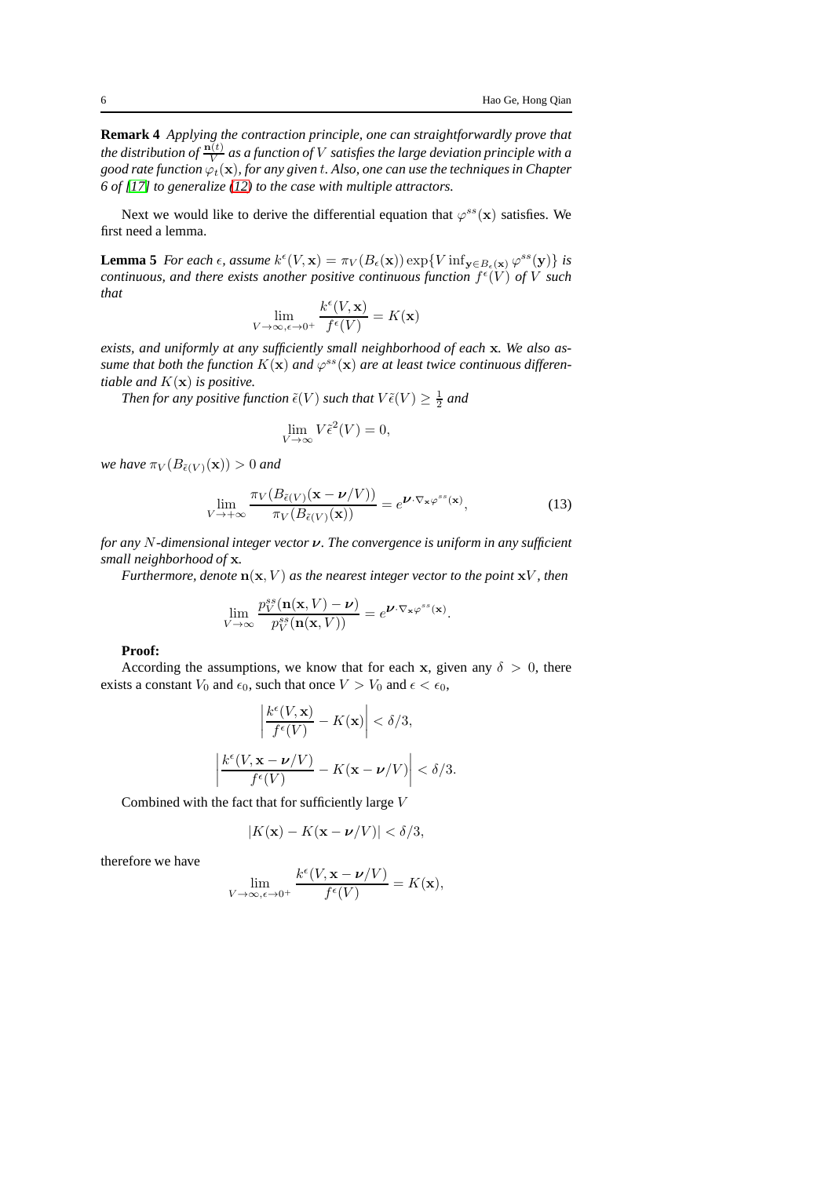**Remark 4** *Applying the contraction principle, one can straightforwardly prove that the distribution of $\frac{\mathbf{n}(t)}{V}$ as a function of $V$ satisfies the large deviation principle with a good rate function $\varphi_t(\mathbf{x})$, for any given $t$. Also, one can use the techniques in Chapter 6 of [17] to generalize (12) to the case with multiple attractors.*

Next we would like to derive the differential equation that $\varphi^{ss}(\mathbf{x})$ satisfies. We first need a lemma.

**Lemma 5** *For each $\epsilon$, assume $k^{\epsilon}(V,\mathbf{x}) = \pi_V(B_{\epsilon}(\mathbf{x}))\exp\{V\inf_{\mathbf{y}\in B_{\epsilon}(\mathbf{x})}\varphi^{ss}(\mathbf{y})\}$ is continuous, and there exists another positive continuous function $f^{\epsilon}(V)$ of $V$ such that*

$$\lim_{V\to\infty,\epsilon\to 0^+}\frac{k^{\epsilon}(V,\mathbf{x})}{f^{\epsilon}(V)} = K(\mathbf{x})$$

*exists, and uniformly at any sufficiently small neighborhood of each $\mathbf{x}$. We also assume that both the function $K(\mathbf{x})$ and $\varphi^{ss}(\mathbf{x})$ are at least twice continuous differentiable and $K(\mathbf{x})$ is positive.*

*Then for any positive function $\tilde{\epsilon}(V)$ such that $V\tilde{\epsilon}(V)\geq\frac{1}{2}$ and*

$$\lim_{V\to\infty}V\tilde{\epsilon}^2(V) = 0,$$

*we have $\pi_V(B_{\tilde{\epsilon}(V)}(\mathbf{x}))>0$ and*

$$\lim_{V\to+\infty}\frac{\pi_V(B_{\tilde{\epsilon}(V)}(\mathbf{x}-\boldsymbol{\nu}/V))}{\pi_V(B_{\tilde{\epsilon}(V)}(\mathbf{x}))} = e^{\boldsymbol{\nu}\cdot\nabla_{\mathbf{x}}\varphi^{ss}(\mathbf{x})}, \tag{13}$$

*for any $N$-dimensional integer vector $\boldsymbol{\nu}$. The convergence is uniform in any sufficient small neighborhood of $\mathbf{x}$.*

*Furthermore, denote $\mathbf{n}(\mathbf{x},V)$ as the nearest integer vector to the point $\mathbf{x}V$, then*

$$\lim_{V\to\infty}\frac{p_V^{ss}(\mathbf{n}(\mathbf{x},V)-\boldsymbol{\nu})}{p_V^{ss}(\mathbf{n}(\mathbf{x},V))} = e^{\boldsymbol{\nu}\cdot\nabla_{\mathbf{x}}\varphi^{ss}(\mathbf{x})}.$$

**Proof:**

According the assumptions, we know that for each $\mathbf{x}$, given any $\delta>0$, there exists a constant $V_0$ and $\epsilon_0$, such that once $V>V_0$ and $\epsilon<\epsilon_0$,

$$\left|\frac{k^{\epsilon}(V,\mathbf{x})}{f^{\epsilon}(V)} - K(\mathbf{x})\right| < \delta/3,$$

$$\left|\frac{k^{\epsilon}(V,\mathbf{x}-\boldsymbol{\nu}/V)}{f^{\epsilon}(V)} - K(\mathbf{x}-\boldsymbol{\nu}/V)\right| < \delta/3.$$

Combined with the fact that for sufficiently large $V$

$$|K(\mathbf{x}) - K(\mathbf{x}-\boldsymbol{\nu}/V)| < \delta/3,$$

therefore we have

$$\lim_{V\to\infty,\epsilon\to 0^+}\frac{k^{\epsilon}(V,\mathbf{x}-\boldsymbol{\nu}/V)}{f^{\epsilon}(V)} = K(\mathbf{x}),$$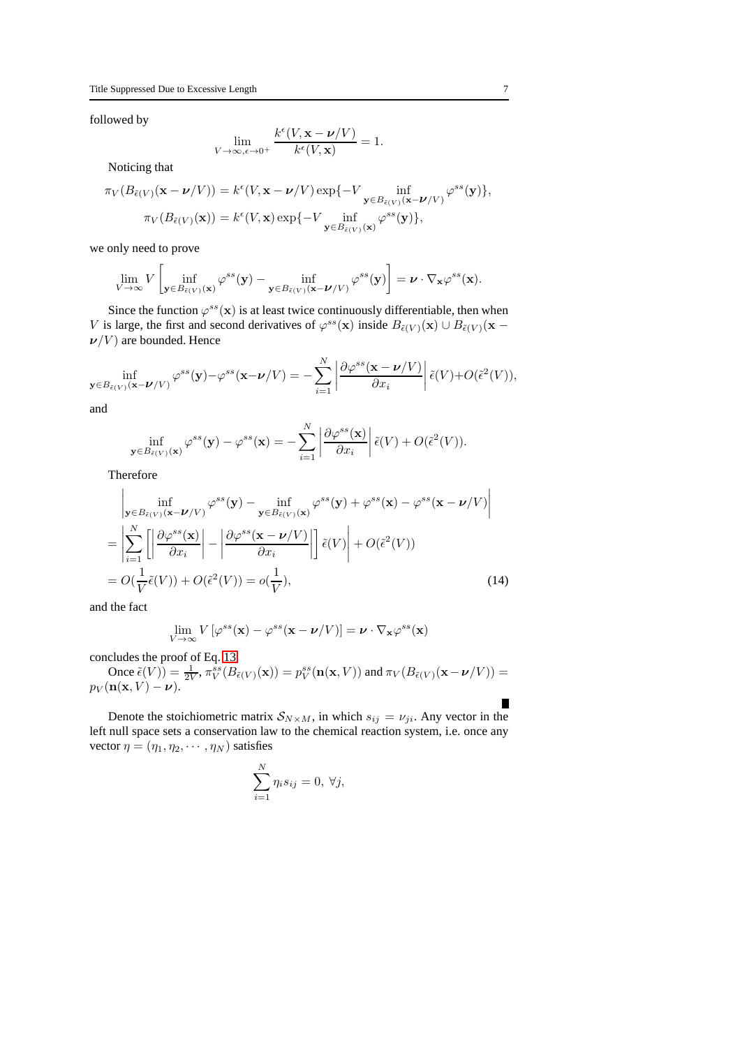followed by

$$
\lim_{V\to\infty,\epsilon\to 0^+} \frac{k^\epsilon(V, \mathbf{x}-\boldsymbol{\nu}/V)}{k^\epsilon(V,\mathbf{x})} = 1.
$$

Noticing that

$$
\pi_V(B_{\tilde\epsilon(V)}(\mathbf{x}-\boldsymbol{\nu}/V)) = k^\epsilon(V,\mathbf{x}-\boldsymbol{\nu}/V)\exp\{-V \inf_{\mathbf{y}\in B_{\tilde\epsilon(V)}(\mathbf{x}-\boldsymbol{\nu}/V)} \varphi^{ss}(\mathbf{y})\},
$$

$$
\pi_V(B_{\tilde\epsilon(V)}(\mathbf{x})) = k^\epsilon(V,\mathbf{x})\exp\{-V \inf_{\mathbf{y}\in B_{\tilde\epsilon(V)}(\mathbf{x})} \varphi^{ss}(\mathbf{y})\},
$$

we only need to prove

$$
\lim_{V\to\infty} V\left[\inf_{\mathbf{y}\in B_{\tilde\epsilon(V)}(\mathbf{x})}\varphi^{ss}(\mathbf{y}) - \inf_{\mathbf{y}\in B_{\tilde\epsilon(V)}(\mathbf{x}-\boldsymbol{\nu}/V)}\varphi^{ss}(\mathbf{y})\right] = \boldsymbol{\nu}\cdot\nabla_{\mathbf{x}}\varphi^{ss}(\mathbf{x}).
$$

Since the function $\varphi^{ss}(\mathbf{x})$ is at least twice continuously differentiable, then when $V$ is large, the first and second derivatives of $\varphi^{ss}(\mathbf{x})$ inside $B_{\tilde\epsilon(V)}(\mathbf{x}) \cup B_{\tilde\epsilon(V)}(\mathbf{x}-\boldsymbol{\nu}/V)$ are bounded. Hence

$$
\inf_{\mathbf{y}\in B_{\tilde\epsilon(V)}(\mathbf{x}-\boldsymbol{\nu}/V)}\varphi^{ss}(\mathbf{y}) - \varphi^{ss}(\mathbf{x}-\boldsymbol{\nu}/V) = -\sum_{i=1}^N\left|\frac{\partial\varphi^{ss}(\mathbf{x}-\boldsymbol{\nu}/V)}{\partial x_i}\right|\tilde\epsilon(V) + O(\tilde\epsilon^2(V)),
$$

and

$$
\inf_{\mathbf{y}\in B_{\tilde\epsilon(V)}(\mathbf{x})}\varphi^{ss}(\mathbf{y}) - \varphi^{ss}(\mathbf{x}) = -\sum_{i=1}^N\left|\frac{\partial\varphi^{ss}(\mathbf{x})}{\partial x_i}\right|\tilde\epsilon(V) + O(\tilde\epsilon^2(V)).
$$

Therefore

$$
\begin{aligned}
&\left|\inf_{\mathbf{y}\in B_{\tilde\epsilon(V)}(\mathbf{x}-\boldsymbol{\nu}/V)}\varphi^{ss}(\mathbf{y}) - \inf_{\mathbf{y}\in B_{\tilde\epsilon(V)}(\mathbf{x})}\varphi^{ss}(\mathbf{y}) + \varphi^{ss}(\mathbf{x}) - \varphi^{ss}(\mathbf{x}-\boldsymbol{\nu}/V)\right| \\
&= \left|\sum_{i=1}^N\left[\left|\frac{\partial\varphi^{ss}(\mathbf{x})}{\partial x_i}\right| - \left|\frac{\partial\varphi^{ss}(\mathbf{x}-\boldsymbol{\nu}/V)}{\partial x_i}\right|\right]\tilde\epsilon(V)\right| + O(\tilde\epsilon^2(V)) \\
&= O(\frac{1}{V}\tilde\epsilon(V)) + O(\tilde\epsilon^2(V)) = o(\frac{1}{V}),
\end{aligned} \tag{14}
$$

and the fact

$$
\lim_{V\to\infty} V\left[\varphi^{ss}(\mathbf{x}) - \varphi^{ss}(\mathbf{x}-\boldsymbol{\nu}/V)\right] = \boldsymbol{\nu}\cdot\nabla_{\mathbf{x}}\varphi^{ss}(\mathbf{x})
$$

concludes the proof of Eq. 13.

Once $\tilde\epsilon(V)) = \frac{1}{2V}$, $\pi_V^{ss}(B_{\tilde\epsilon(V)}(\mathbf{x})) = p_V^{ss}(\mathbf{n}(\mathbf{x},V))$ and $\pi_V(B_{\tilde\epsilon(V)}(\mathbf{x}-\boldsymbol{\nu}/V)) = p_V(\mathbf{n}(\mathbf{x},V) - \boldsymbol{\nu})$.

∎

Denote the stoichiometric matrix $\mathcal{S}_{N\times M}$, in which $s_{ij} = \nu_{ji}$. Any vector in the left null space sets a conservation law to the chemical reaction system, i.e. once any vector $\eta = (\eta_1, \eta_2, \cdots, \eta_N)$ satisfies

$$
\sum_{i=1}^N \eta_i s_{ij} = 0,\ \forall j,
$$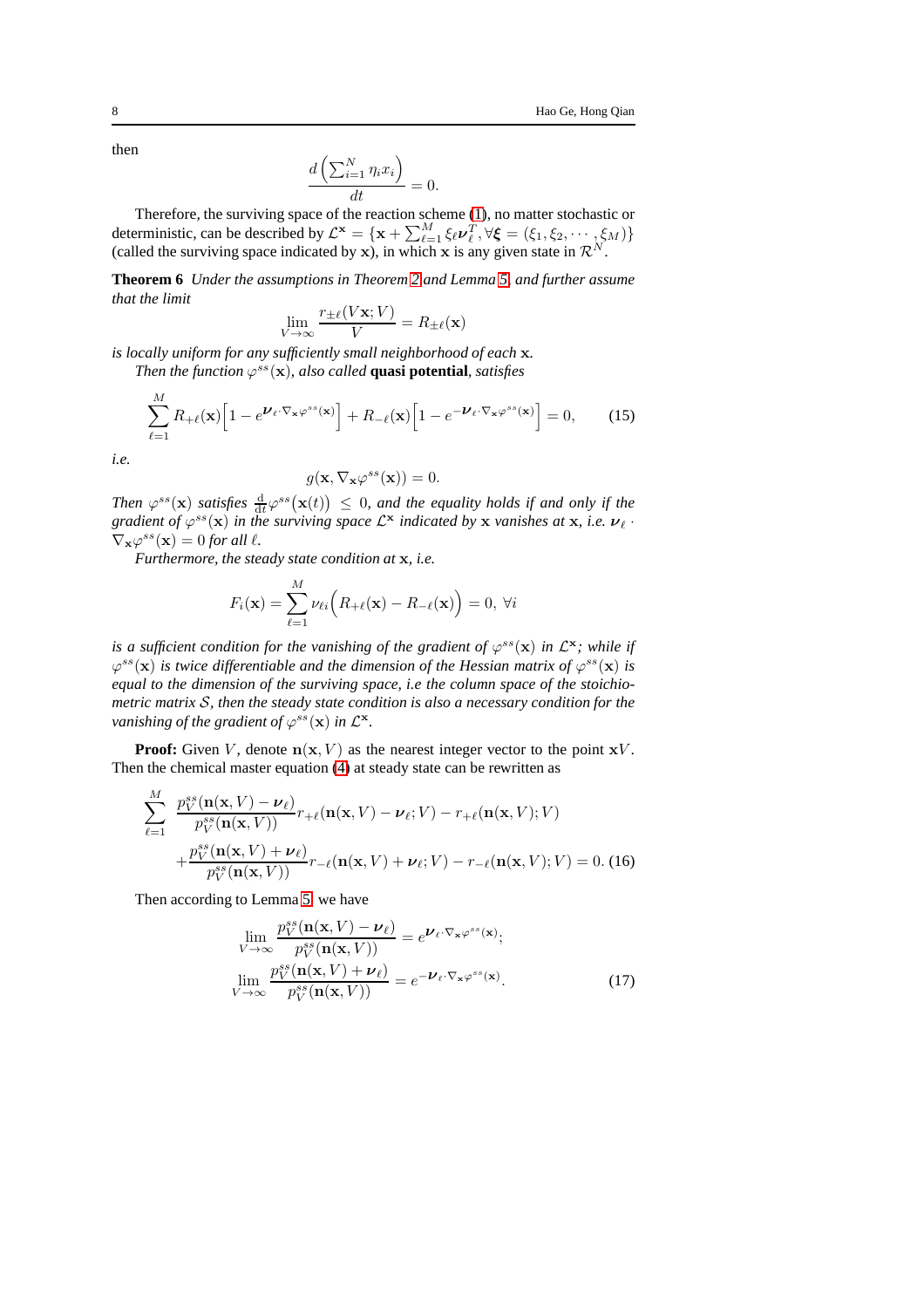then

$$\frac{d\left(\sum_{i=1}^{N}\eta_i x_i\right)}{dt}=0.$$

Therefore, the surviving space of the reaction scheme (1), no matter stochastic or deterministic, can be described by $\mathcal{L}^{\mathbf{x}}=\{\mathbf{x}+\sum_{\ell=1}^{M}\xi_\ell\boldsymbol{\nu}_\ell^T,\forall\boldsymbol{\xi}=(\xi_1,\xi_2,\cdots,\xi_M)\}$ (called the surviving space indicated by $\mathbf{x}$), in which $\mathbf{x}$ is any given state in $\mathcal{R}^N$.

**Theorem 6** *Under the assumptions in Theorem 2 and Lemma 5, and further assume that the limit*

$$\lim_{V\to\infty}\frac{r_{\pm\ell}(V\mathbf{x};V)}{V}=R_{\pm\ell}(\mathbf{x})$$

*is locally uniform for any sufficiently small neighborhood of each* $\mathbf{x}$*.*

*Then the function* $\varphi^{ss}(\mathbf{x})$*, also called* **quasi potential***, satisfies*

$$\sum_{\ell=1}^{M}R_{+\ell}(\mathbf{x})\Big[1-e^{\boldsymbol{\nu}_\ell\cdot\nabla_{\mathbf{x}}\varphi^{ss}(\mathbf{x})}\Big]+R_{-\ell}(\mathbf{x})\Big[1-e^{-\boldsymbol{\nu}_\ell\cdot\nabla_{\mathbf{x}}\varphi^{ss}(\mathbf{x})}\Big]=0, \tag{15}$$

*i.e.*

$$g(\mathbf{x},\nabla_{\mathbf{x}}\varphi^{ss}(\mathbf{x}))=0.$$

*Then* $\varphi^{ss}(\mathbf{x})$ *satisfies* $\frac{\mathrm{d}}{\mathrm{d}t}\varphi^{ss}\big(\mathbf{x}(t)\big)\leq 0$*, and the equality holds if and only if the gradient of* $\varphi^{ss}(\mathbf{x})$ *in the surviving space* $\mathcal{L}^{\mathbf{x}}$ *indicated by* $\mathbf{x}$ *vanishes at* $\mathbf{x}$*, i.e.* $\boldsymbol{\nu}_\ell\cdot\nabla_{\mathbf{x}}\varphi^{ss}(\mathbf{x})=0$ *for all* $\ell$*.*

*Furthermore, the steady state condition at* $\mathbf{x}$*, i.e.*

$$F_i(\mathbf{x})=\sum_{\ell=1}^{M}\nu_{\ell i}\Big(R_{+\ell}(\mathbf{x})-R_{-\ell}(\mathbf{x})\Big)=0,\ \forall i$$

*is a sufficient condition for the vanishing of the gradient of* $\varphi^{ss}(\mathbf{x})$ *in* $\mathcal{L}^{\mathbf{x}}$*; while if* $\varphi^{ss}(\mathbf{x})$ *is twice differentiable and the dimension of the Hessian matrix of* $\varphi^{ss}(\mathbf{x})$ *is equal to the dimension of the surviving space, i.e the column space of the stoichiometric matrix* $\mathcal{S}$*, then the steady state condition is also a necessary condition for the vanishing of the gradient of* $\varphi^{ss}(\mathbf{x})$ *in* $\mathcal{L}^{\mathbf{x}}$*.*

**Proof:** Given $V$, denote $\mathbf{n}(\mathbf{x},V)$ as the nearest integer vector to the point $\mathbf{x}V$. Then the chemical master equation (4) at steady state can be rewritten as

$$\begin{aligned}\sum_{\ell=1}^{M}\ &\frac{p_V^{ss}(\mathbf{n}(\mathbf{x},V)-\boldsymbol{\nu}_\ell)}{p_V^{ss}(\mathbf{n}(\mathbf{x},V))}r_{+\ell}(\mathbf{n}(\mathbf{x},V)-\boldsymbol{\nu}_\ell;V)-r_{+\ell}(\mathbf{n}(\mathbf{x},V);V)\\&+\frac{p_V^{ss}(\mathbf{n}(\mathbf{x},V)+\boldsymbol{\nu}_\ell)}{p_V^{ss}(\mathbf{n}(\mathbf{x},V))}r_{-\ell}(\mathbf{n}(\mathbf{x},V)+\boldsymbol{\nu}_\ell;V)-r_{-\ell}(\mathbf{n}(\mathbf{x},V);V)=0.\end{aligned} \tag{16}$$

Then according to Lemma 5, we have

$$\begin{aligned}&\lim_{V\to\infty}\frac{p_V^{ss}(\mathbf{n}(\mathbf{x},V)-\boldsymbol{\nu}_\ell)}{p_V^{ss}(\mathbf{n}(\mathbf{x},V))}=e^{\boldsymbol{\nu}_\ell\cdot\nabla_{\mathbf{x}}\varphi^{ss}(\mathbf{x})};\\&\lim_{V\to\infty}\frac{p_V^{ss}(\mathbf{n}(\mathbf{x},V)+\boldsymbol{\nu}_\ell)}{p_V^{ss}(\mathbf{n}(\mathbf{x},V))}=e^{-\boldsymbol{\nu}_\ell\cdot\nabla_{\mathbf{x}}\varphi^{ss}(\mathbf{x})}.\end{aligned} \tag{17}$$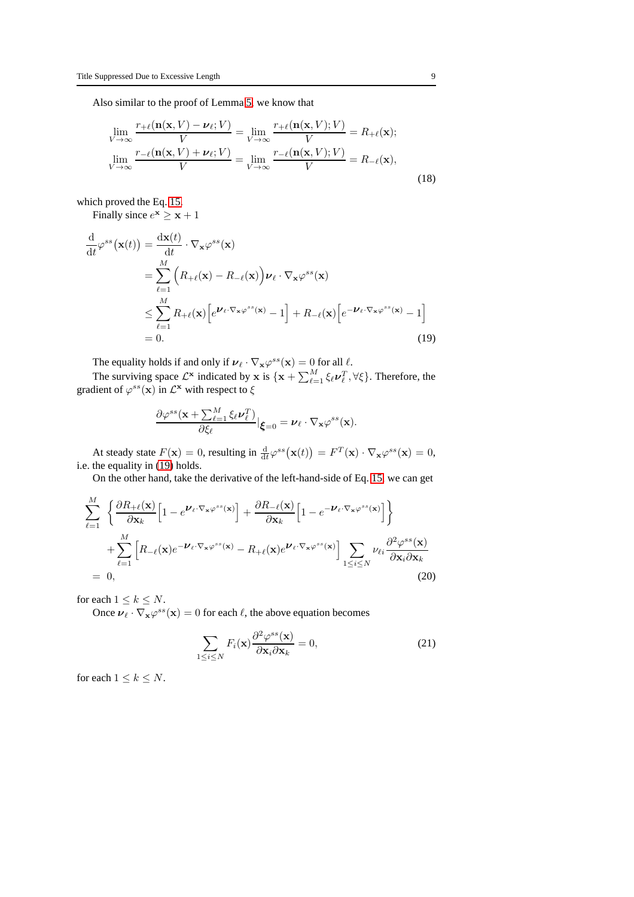Also similar to the proof of Lemma 5, we know that

$$
\begin{aligned}
\lim_{V\to\infty} \frac{r_{+\ell}(\mathbf{n}(\mathbf{x},V)-\boldsymbol{\nu}_\ell;V)}{V} &= \lim_{V\to\infty} \frac{r_{+\ell}(\mathbf{n}(\mathbf{x},V);V)}{V} = R_{+\ell}(\mathbf{x});\\
\lim_{V\to\infty} \frac{r_{-\ell}(\mathbf{n}(\mathbf{x},V)+\boldsymbol{\nu}_\ell;V)}{V} &= \lim_{V\to\infty} \frac{r_{-\ell}(\mathbf{n}(\mathbf{x},V);V)}{V} = R_{-\ell}(\mathbf{x}),
\end{aligned}
\tag{18}
$$

which proved the Eq. 15.

Finally since $e^{\mathbf{x}} \geq \mathbf{x}+1$

$$
\begin{aligned}
\frac{\mathrm{d}}{\mathrm{d}t}\varphi^{ss}\big(\mathbf{x}(t)\big) &= \frac{\mathrm{d}\mathbf{x}(t)}{\mathrm{d}t}\cdot\nabla_{\mathbf{x}}\varphi^{ss}(\mathbf{x})\\
&= \sum_{\ell=1}^{M}\Big(R_{+\ell}(\mathbf{x})-R_{-\ell}(\mathbf{x})\Big)\boldsymbol{\nu}_\ell\cdot\nabla_{\mathbf{x}}\varphi^{ss}(\mathbf{x})\\
&\leq \sum_{\ell=1}^{M} R_{+\ell}(\mathbf{x})\Big[e^{\boldsymbol{\nu}_\ell\cdot\nabla_{\mathbf{x}}\varphi^{ss}(\mathbf{x})}-1\Big] + R_{-\ell}(\mathbf{x})\Big[e^{-\boldsymbol{\nu}_\ell\cdot\nabla_{\mathbf{x}}\varphi^{ss}(\mathbf{x})}-1\Big]\\
&= 0.
\end{aligned}
\tag{19}
$$

The equality holds if and only if $\boldsymbol{\nu}_\ell\cdot\nabla_{\mathbf{x}}\varphi^{ss}(\mathbf{x}) = 0$ for all $\ell$.

The surviving space $\mathcal{L}^{\mathbf{x}}$ indicated by $\mathbf{x}$ is $\{\mathbf{x}+\sum_{\ell=1}^{M}\xi_\ell\boldsymbol{\nu}_\ell^T, \forall\xi\}$. Therefore, the gradient of $\varphi^{ss}(\mathbf{x})$ in $\mathcal{L}^{\mathbf{x}}$ with respect to $\xi$

$$
\frac{\partial\varphi^{ss}(\mathbf{x}+\sum_{\ell=1}^{M}\xi_\ell\boldsymbol{\nu}_\ell^T)}{\partial\xi_\ell}\Big|_{\boldsymbol{\xi}=0} = \boldsymbol{\nu}_\ell\cdot\nabla_{\mathbf{x}}\varphi^{ss}(\mathbf{x}).
$$

At steady state $F(\mathbf{x}) = 0$, resulting in $\frac{\mathrm{d}}{\mathrm{d}t}\varphi^{ss}\big(\mathbf{x}(t)\big) = F^T(\mathbf{x})\cdot\nabla_{\mathbf{x}}\varphi^{ss}(\mathbf{x}) = 0$, i.e. the equality in (19) holds.

On the other hand, take the derivative of the left-hand-side of Eq. 15, we can get

$$
\begin{aligned}
&\sum_{\ell=1}^{M}\left\{\frac{\partial R_{+\ell}(\mathbf{x})}{\partial\mathbf{x}_k}\Big[1-e^{\boldsymbol{\nu}_\ell\cdot\nabla_{\mathbf{x}}\varphi^{ss}(\mathbf{x})}\Big] + \frac{\partial R_{-\ell}(\mathbf{x})}{\partial\mathbf{x}_k}\Big[1-e^{-\boldsymbol{\nu}_\ell\cdot\nabla_{\mathbf{x}}\varphi^{ss}(\mathbf{x})}\Big]\right\}\\
&\qquad + \sum_{\ell=1}^{M}\Big[R_{-\ell}(\mathbf{x})e^{-\boldsymbol{\nu}_\ell\cdot\nabla_{\mathbf{x}}\varphi^{ss}(\mathbf{x})} - R_{+\ell}(\mathbf{x})e^{\boldsymbol{\nu}_\ell\cdot\nabla_{\mathbf{x}}\varphi^{ss}(\mathbf{x})}\Big]\sum_{1\leq i\leq N}\nu_{\ell i}\frac{\partial^2\varphi^{ss}(\mathbf{x})}{\partial\mathbf{x}_i\partial\mathbf{x}_k}\\
&= 0,
\end{aligned}
\tag{20}
$$

for each $1 \leq k \leq N$.

Once $\boldsymbol{\nu}_\ell\cdot\nabla_{\mathbf{x}}\varphi^{ss}(\mathbf{x}) = 0$ for each $\ell$, the above equation becomes

$$
\sum_{1\leq i\leq N} F_i(\mathbf{x})\frac{\partial^2\varphi^{ss}(\mathbf{x})}{\partial\mathbf{x}_i\partial\mathbf{x}_k} = 0,
\tag{21}
$$

for each $1 \leq k \leq N$.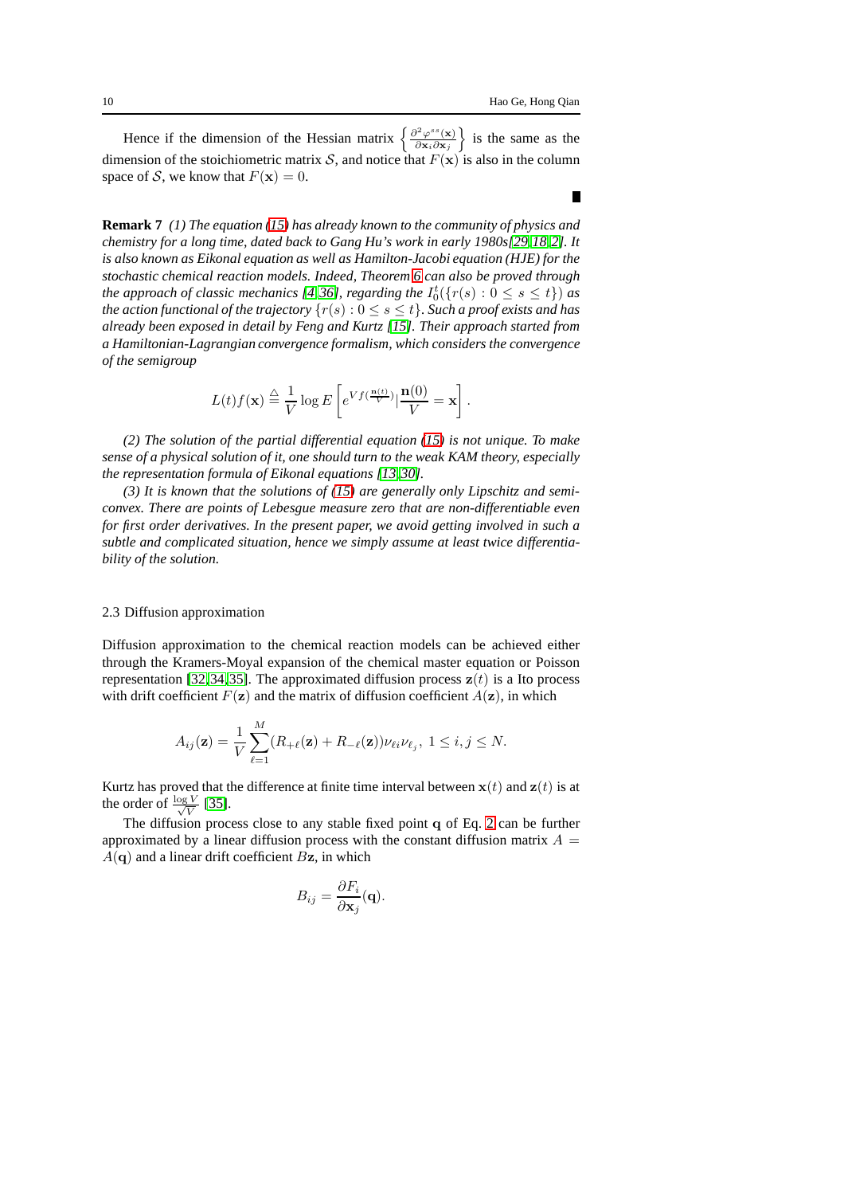Hence if the dimension of the Hessian matrix $\left\{\frac{\partial^2 \varphi^{ss}(\mathbf{x})}{\partial \mathbf{x}_i \partial \mathbf{x}_j}\right\}$ is the same as the dimension of the stoichiometric matrix $\mathcal{S}$, and notice that $F(\mathbf{x})$ is also in the column space of $\mathcal{S}$, we know that $F(\mathbf{x}) = 0$.

■

**Remark 7** *(1) The equation (15) has already known to the community of physics and chemistry for a long time, dated back to Gang Hu's work in early 1980s[29,18,2]. It is also known as Eikonal equation as well as Hamilton-Jacobi equation (HJE) for the stochastic chemical reaction models. Indeed, Theorem 6 can also be proved through the approach of classic mechanics [4,36], regarding the* $I_0^t(\{r(s) : 0 \leq s \leq t\})$ *as the action functional of the trajectory* $\{r(s) : 0 \leq s \leq t\}$*. Such a proof exists and has already been exposed in detail by Feng and Kurtz [15]. Their approach started from a Hamiltonian-Lagrangian convergence formalism, which considers the convergence of the semigroup*

$$L(t)f(\mathbf{x}) \triangleq \frac{1}{V}\log E\left[e^{Vf(\frac{\mathbf{n}(t)}{V})}|\frac{\mathbf{n}(0)}{V} = \mathbf{x}\right].$$

*(2) The solution of the partial differential equation (15) is not unique. To make sense of a physical solution of it, one should turn to the weak KAM theory, especially the representation formula of Eikonal equations [13,30].*

*(3) It is known that the solutions of (15) are generally only Lipschitz and semi-convex. There are points of Lebesgue measure zero that are non-differentiable even for first order derivatives. In the present paper, we avoid getting involved in such a subtle and complicated situation, hence we simply assume at least twice differentiability of the solution.*

### 2.3 Diffusion approximation

Diffusion approximation to the chemical reaction models can be achieved either through the Kramers-Moyal expansion of the chemical master equation or Poisson representation [32,34,35]. The approximated diffusion process $\mathbf{z}(t)$ is a Ito process with drift coefficient $F(\mathbf{z})$ and the matrix of diffusion coefficient $A(\mathbf{z})$, in which

$$A_{ij}(\mathbf{z}) = \frac{1}{V}\sum_{\ell=1}^{M}(R_{+\ell}(\mathbf{z}) + R_{-\ell}(\mathbf{z}))\nu_{\ell i}\nu_{\ell_j},\ 1 \leq i,j \leq N.$$

Kurtz has proved that the difference at finite time interval between $\mathbf{x}(t)$ and $\mathbf{z}(t)$ is at the order of $\frac{\log V}{\sqrt{V}}$ [35].

The diffusion process close to any stable fixed point $\mathbf{q}$ of Eq. 2 can be further approximated by a linear diffusion process with the constant diffusion matrix $A = A(\mathbf{q})$ and a linear drift coefficient $B\mathbf{z}$, in which

$$B_{ij} = \frac{\partial F_i}{\partial \mathbf{x}_j}(\mathbf{q}).$$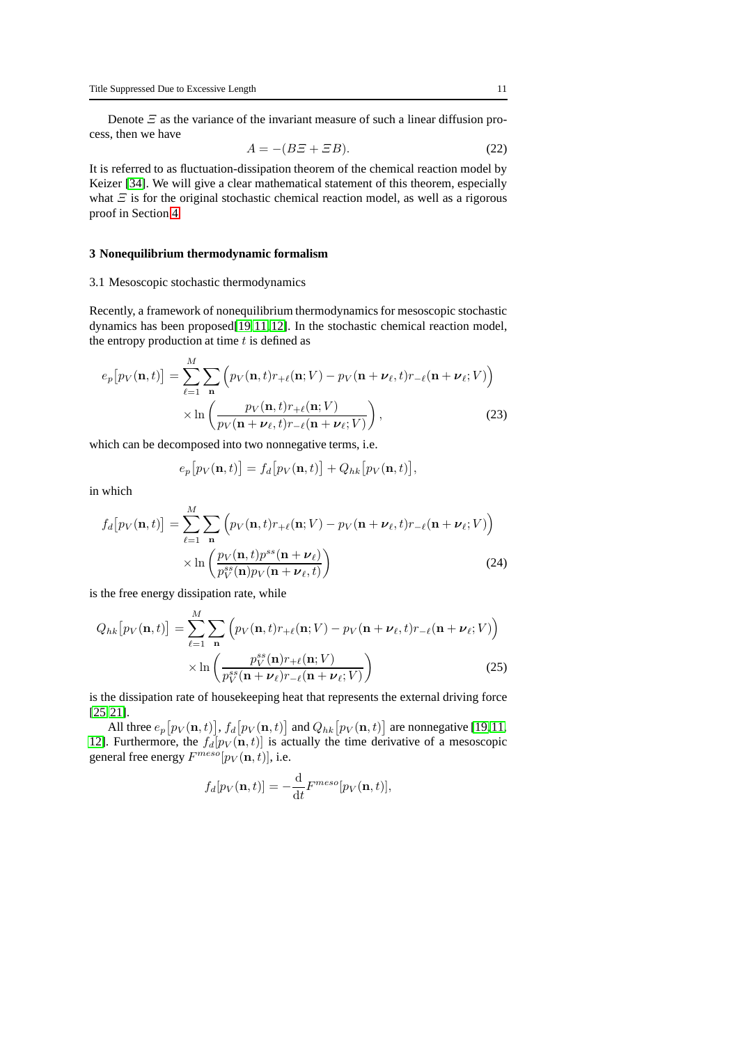Denote $\varXi$ as the variance of the invariant measure of such a linear diffusion process, then we have

$$A = -(B\varXi + \varXi B). \tag{22}$$

It is referred to as fluctuation-dissipation theorem of the chemical reaction model by Keizer [34]. We will give a clear mathematical statement of this theorem, especially what $\varXi$ is for the original stochastic chemical reaction model, as well as a rigorous proof in Section 4.

## 3 Nonequilibrium thermodynamic formalism

### 3.1 Mesoscopic stochastic thermodynamics

Recently, a framework of nonequilibrium thermodynamics for mesoscopic stochastic dynamics has been proposed[19,11,12]. In the stochastic chemical reaction model, the entropy production at time $t$ is defined as

$$\begin{aligned} e_p\big[p_V(\mathbf{n},t)\big] = & \sum_{\ell=1}^{M}\sum_{\mathbf{n}}\Big(p_V(\mathbf{n},t)r_{+\ell}(\mathbf{n};V) - p_V(\mathbf{n}+\boldsymbol{\nu}_\ell,t)r_{-\ell}(\mathbf{n}+\boldsymbol{\nu}_\ell;V)\Big) \\ & \times \ln\left(\frac{p_V(\mathbf{n},t)r_{+\ell}(\mathbf{n};V)}{p_V(\mathbf{n}+\boldsymbol{\nu}_\ell,t)r_{-\ell}(\mathbf{n}+\boldsymbol{\nu}_\ell;V)}\right), \end{aligned} \tag{23}$$

which can be decomposed into two nonnegative terms, i.e.

$$e_p\big[p_V(\mathbf{n},t)\big] = f_d\big[p_V(\mathbf{n},t)\big] + Q_{hk}\big[p_V(\mathbf{n},t)\big],$$

in which

$$\begin{aligned} f_d\big[p_V(\mathbf{n},t)\big] = & \sum_{\ell=1}^{M}\sum_{\mathbf{n}}\Big(p_V(\mathbf{n},t)r_{+\ell}(\mathbf{n};V) - p_V(\mathbf{n}+\boldsymbol{\nu}_\ell,t)r_{-\ell}(\mathbf{n}+\boldsymbol{\nu}_\ell;V)\Big) \\ & \times \ln\left(\frac{p_V(\mathbf{n},t)p^{ss}(\mathbf{n}+\boldsymbol{\nu}_\ell)}{p_V^{ss}(\mathbf{n})p_V(\mathbf{n}+\boldsymbol{\nu}_\ell,t)}\right) \end{aligned} \tag{24}$$

is the free energy dissipation rate, while

$$\begin{aligned} Q_{hk}\big[p_V(\mathbf{n},t)\big] = & \sum_{\ell=1}^{M}\sum_{\mathbf{n}}\Big(p_V(\mathbf{n},t)r_{+\ell}(\mathbf{n};V) - p_V(\mathbf{n}+\boldsymbol{\nu}_\ell,t)r_{-\ell}(\mathbf{n}+\boldsymbol{\nu}_\ell;V)\Big) \\ & \times \ln\left(\frac{p_V^{ss}(\mathbf{n})r_{+\ell}(\mathbf{n};V)}{p_V^{ss}(\mathbf{n}+\boldsymbol{\nu}_\ell)r_{-\ell}(\mathbf{n}+\boldsymbol{\nu}_\ell;V)}\right) \end{aligned} \tag{25}$$

is the dissipation rate of housekeeping heat that represents the external driving force [25,21].

All three $e_p\big[p_V(\mathbf{n},t)\big]$, $f_d\big[p_V(\mathbf{n},t)\big]$ and $Q_{hk}\big[p_V(\mathbf{n},t)\big]$ are nonnegative [19,11,12]. Furthermore, the $f_d[p_V(\mathbf{n},t)]$ is actually the time derivative of a mesoscopic general free energy $F^{meso}[p_V(\mathbf{n},t)]$, i.e.

$$f_d[p_V(\mathbf{n},t)] = -\frac{\mathrm{d}}{\mathrm{d}t}F^{meso}[p_V(\mathbf{n},t)],$$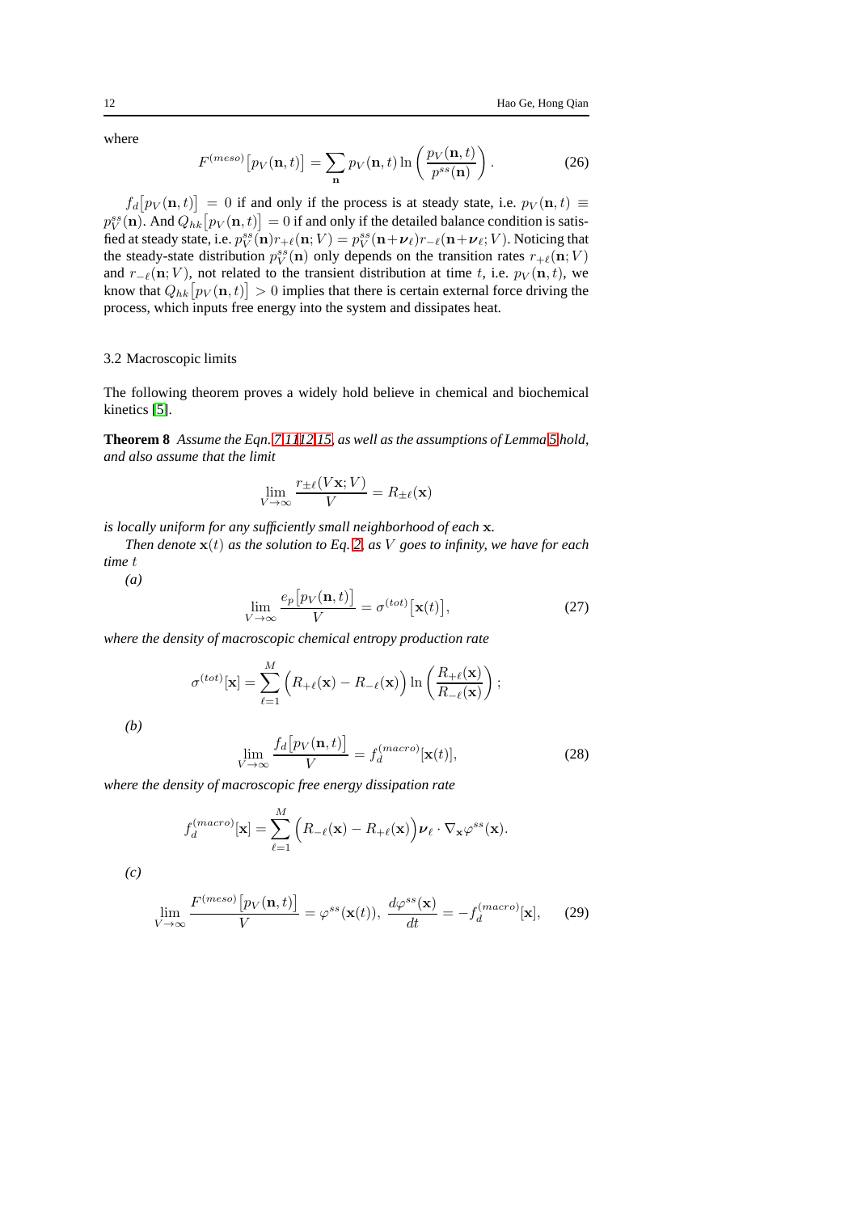where

$$F^{(meso)}\big[p_V(\mathbf{n},t)\big] = \sum_{\mathbf{n}} p_V(\mathbf{n},t)\ln\left(\frac{p_V(\mathbf{n},t)}{p^{ss}(\mathbf{n})}\right). \tag{26}$$

$f_d\big[p_V(\mathbf{n},t)\big] = 0$ if and only if the process is at steady state, i.e. $p_V(\mathbf{n},t) \equiv p_V^{ss}(\mathbf{n})$. And $Q_{hk}\big[p_V(\mathbf{n},t)\big] = 0$ if and only if the detailed balance condition is satisfied at steady state, i.e. $p_V^{ss}(\mathbf{n})r_{+\ell}(\mathbf{n};V) = p_V^{ss}(\mathbf{n}+\boldsymbol{\nu}_\ell)r_{-\ell}(\mathbf{n}+\boldsymbol{\nu}_\ell;V)$. Noticing that the steady-state distribution $p_V^{ss}(\mathbf{n})$ only depends on the transition rates $r_{+\ell}(\mathbf{n};V)$ and $r_{-\ell}(\mathbf{n};V)$, not related to the transient distribution at time $t$, i.e. $p_V(\mathbf{n},t)$, we know that $Q_{hk}\big[p_V(\mathbf{n},t)\big] > 0$ implies that there is certain external force driving the process, which inputs free energy into the system and dissipates heat.

### 3.2 Macroscopic limits

The following theorem proves a widely hold believe in chemical and biochemical kinetics [5].

**Theorem 8** *Assume the Eqn. 7 11 12 15, as well as the assumptions of Lemma 5 hold, and also assume that the limit*

$$\lim_{V\to\infty}\frac{r_{\pm\ell}(V\mathbf{x};V)}{V} = R_{\pm\ell}(\mathbf{x})$$

*is locally uniform for any sufficiently small neighborhood of each* $\mathbf{x}$*.*

*Then denote* $\mathbf{x}(t)$ *as the solution to Eq. 2, as* $V$ *goes to infinity, we have for each time* $t$

*(a)*

$$\lim_{V\to\infty}\frac{e_p\big[p_V(\mathbf{n},t)\big]}{V} = \sigma^{(tot)}\big[\mathbf{x}(t)\big], \tag{27}$$

*where the density of macroscopic chemical entropy production rate*

$$\sigma^{(tot)}[\mathbf{x}] = \sum_{\ell=1}^{M}\Big(R_{+\ell}(\mathbf{x}) - R_{-\ell}(\mathbf{x})\Big)\ln\left(\frac{R_{+\ell}(\mathbf{x})}{R_{-\ell}(\mathbf{x})}\right);$$

*(b)*

$$\lim_{V\to\infty}\frac{f_d\big[p_V(\mathbf{n},t)\big]}{V} = f_d^{(macro)}[\mathbf{x}(t)], \tag{28}$$

*where the density of macroscopic free energy dissipation rate*

$$f_d^{(macro)}[\mathbf{x}] = \sum_{\ell=1}^{M}\Big(R_{-\ell}(\mathbf{x}) - R_{+\ell}(\mathbf{x})\Big)\boldsymbol{\nu}_\ell\cdot\nabla_{\mathbf{x}}\varphi^{ss}(\mathbf{x}).$$

*(c)*

$$\lim_{V\to\infty}\frac{F^{(meso)}\big[p_V(\mathbf{n},t)\big]}{V} = \varphi^{ss}(\mathbf{x}(t)),\ \frac{d\varphi^{ss}(\mathbf{x})}{dt} = -f_d^{(macro)}[\mathbf{x}], \tag{29}$$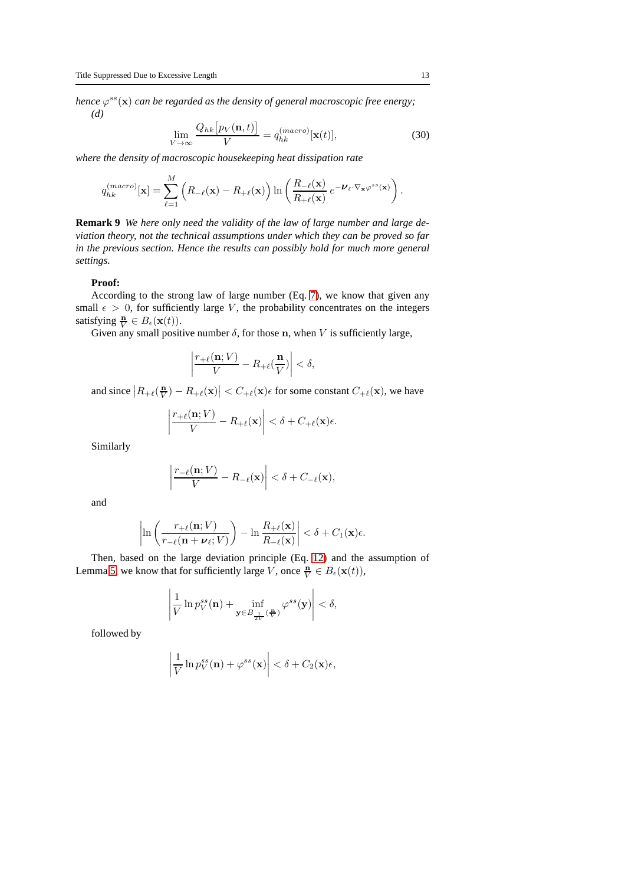*hence $\varphi^{ss}(\mathbf{x})$ can be regarded as the density of general macroscopic free energy;*
*(d)*

$$\lim_{V\to\infty} \frac{Q_{hk}\big[p_V(\mathbf{n},t)\big]}{V} = q_{hk}^{(macro)}[\mathbf{x}(t)], \tag{30}$$

*where the density of macroscopic housekeeping heat dissipation rate*

$$q_{hk}^{(macro)}[\mathbf{x}] = \sum_{\ell=1}^{M} \Big(R_{-\ell}(\mathbf{x}) - R_{+\ell}(\mathbf{x})\Big) \ln\left(\frac{R_{-\ell}(\mathbf{x})}{R_{+\ell}(\mathbf{x})}\, e^{-\boldsymbol{\nu}_\ell\cdot\nabla_{\mathbf{x}}\varphi^{ss}(\mathbf{x})}\right).$$

**Remark 9** *We here only need the validity of the law of large number and large deviation theory, not the technical assumptions under which they can be proved so far in the previous section. Hence the results can possibly hold for much more general settings.*

**Proof:**

According to the strong law of large number (Eq. 7), we know that given any small $\epsilon > 0$, for sufficiently large $V$, the probability concentrates on the integers satisfying $\frac{\mathbf{n}}{V} \in B_\epsilon(\mathbf{x}(t))$.

Given any small positive number $\delta$, for those $\mathbf{n}$, when $V$ is sufficiently large,

$$\left|\frac{r_{+\ell}(\mathbf{n};V)}{V} - R_{+\ell}(\frac{\mathbf{n}}{V})\right| < \delta,$$

and since $\left|R_{+\ell}(\frac{\mathbf{n}}{V}) - R_{+\ell}(\mathbf{x})\right| < C_{+\ell}(\mathbf{x})\epsilon$ for some constant $C_{+\ell}(\mathbf{x})$, we have

$$\left|\frac{r_{+\ell}(\mathbf{n};V)}{V} - R_{+\ell}(\mathbf{x})\right| < \delta + C_{+\ell}(\mathbf{x})\epsilon.$$

Similarly

$$\left|\frac{r_{-\ell}(\mathbf{n};V)}{V} - R_{-\ell}(\mathbf{x})\right| < \delta + C_{-\ell}(\mathbf{x}),$$

and

$$\left|\ln\left(\frac{r_{+\ell}(\mathbf{n};V)}{r_{-\ell}(\mathbf{n}+\boldsymbol{\nu}_\ell;V)}\right) - \ln\frac{R_{+\ell}(\mathbf{x})}{R_{-\ell}(\mathbf{x})}\right| < \delta + C_1(\mathbf{x})\epsilon.$$

Then, based on the large deviation principle (Eq. 12) and the assumption of Lemma 5, we know that for sufficiently large $V$, once $\frac{\mathbf{n}}{V} \in B_\epsilon(\mathbf{x}(t))$,

$$\left|\frac{1}{V}\ln p_V^{ss}(\mathbf{n}) + \inf_{\mathbf{y}\in B_{\frac{1}{2V}}(\frac{\mathbf{n}}{V})} \varphi^{ss}(\mathbf{y})\right| < \delta,$$

followed by

$$\left|\frac{1}{V}\ln p_V^{ss}(\mathbf{n}) + \varphi^{ss}(\mathbf{x})\right| < \delta + C_2(\mathbf{x})\epsilon,$$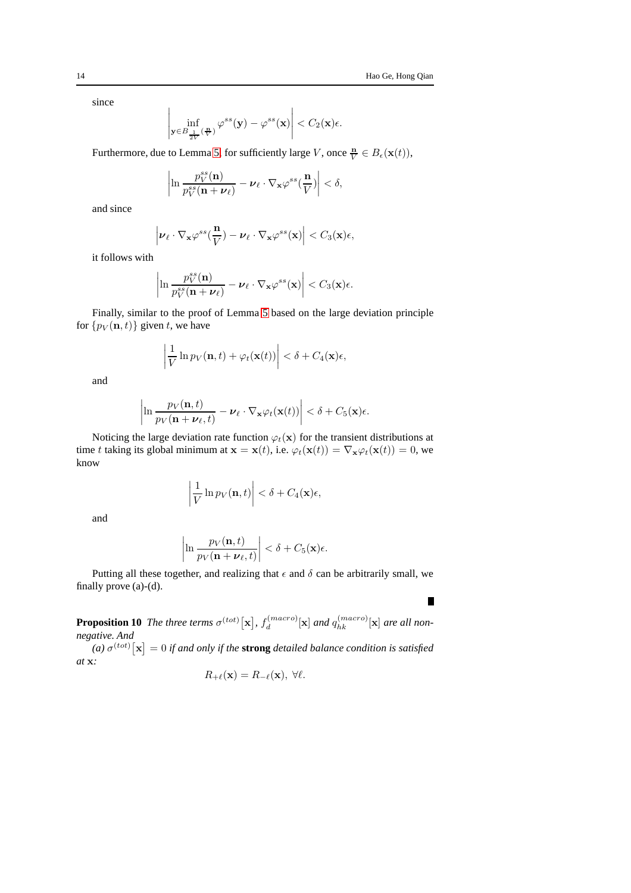since

$$\left| \inf_{\mathbf{y}\in B_{\frac{1}{2V}}(\frac{\mathbf{n}}{V})} \varphi^{ss}(\mathbf{y}) - \varphi^{ss}(\mathbf{x}) \right| < C_2(\mathbf{x})\epsilon.$$

Furthermore, due to Lemma 5, for sufficiently large $V$, once $\frac{\mathbf{n}}{V} \in B_\epsilon(\mathbf{x}(t))$,

$$\left| \ln \frac{p_V^{ss}(\mathbf{n})}{p_V^{ss}(\mathbf{n}+\boldsymbol{\nu}_\ell)} - \boldsymbol{\nu}_\ell \cdot \nabla_{\mathbf{x}} \varphi^{ss}(\frac{\mathbf{n}}{V}) \right| < \delta,$$

and since

$$\left| \boldsymbol{\nu}_\ell \cdot \nabla_{\mathbf{x}} \varphi^{ss}(\frac{\mathbf{n}}{V}) - \boldsymbol{\nu}_\ell \cdot \nabla_{\mathbf{x}} \varphi^{ss}(\mathbf{x}) \right| < C_3(\mathbf{x})\epsilon,$$

it follows with

$$\left| \ln \frac{p_V^{ss}(\mathbf{n})}{p_V^{ss}(\mathbf{n}+\boldsymbol{\nu}_\ell)} - \boldsymbol{\nu}_\ell \cdot \nabla_{\mathbf{x}} \varphi^{ss}(\mathbf{x}) \right| < C_3(\mathbf{x})\epsilon.$$

Finally, similar to the proof of Lemma 5 based on the large deviation principle for $\{p_V(\mathbf{n},t)\}$ given $t$, we have

$$\left| \frac{1}{V} \ln p_V(\mathbf{n},t) + \varphi_t(\mathbf{x}(t)) \right| < \delta + C_4(\mathbf{x})\epsilon,$$

and

$$\left| \ln \frac{p_V(\mathbf{n},t)}{p_V(\mathbf{n}+\boldsymbol{\nu}_\ell,t)} - \boldsymbol{\nu}_\ell \cdot \nabla_{\mathbf{x}} \varphi_t(\mathbf{x}(t)) \right| < \delta + C_5(\mathbf{x})\epsilon.$$

Noticing the large deviation rate function $\varphi_t(\mathbf{x})$ for the transient distributions at time $t$ taking its global minimum at $\mathbf{x} = \mathbf{x}(t)$, i.e. $\varphi_t(\mathbf{x}(t)) = \nabla_{\mathbf{x}} \varphi_t(\mathbf{x}(t)) = 0$, we know

$$\left| \frac{1}{V} \ln p_V(\mathbf{n},t) \right| < \delta + C_4(\mathbf{x})\epsilon,$$

and

$$\left| \ln \frac{p_V(\mathbf{n},t)}{p_V(\mathbf{n}+\boldsymbol{\nu}_\ell,t)} \right| < \delta + C_5(\mathbf{x})\epsilon.$$

Putting all these together, and realizing that $\epsilon$ and $\delta$ can be arbitrarily small, we finally prove (a)-(d). ∎

**Proposition 10** *The three terms $\sigma^{(tot)}\big[\mathbf{x}\big]$, $f_d^{(macro)}[\mathbf{x}]$ and $q_{hk}^{(macro)}[\mathbf{x}]$ are all non-negative. And*

*(a) $\sigma^{(tot)}\big[\mathbf{x}\big] = 0$ if and only if the* **strong** *detailed balance condition is satisfied at* $\mathbf{x}$*:*

$$R_{+\ell}(\mathbf{x}) = R_{-\ell}(\mathbf{x}),\ \forall \ell.$$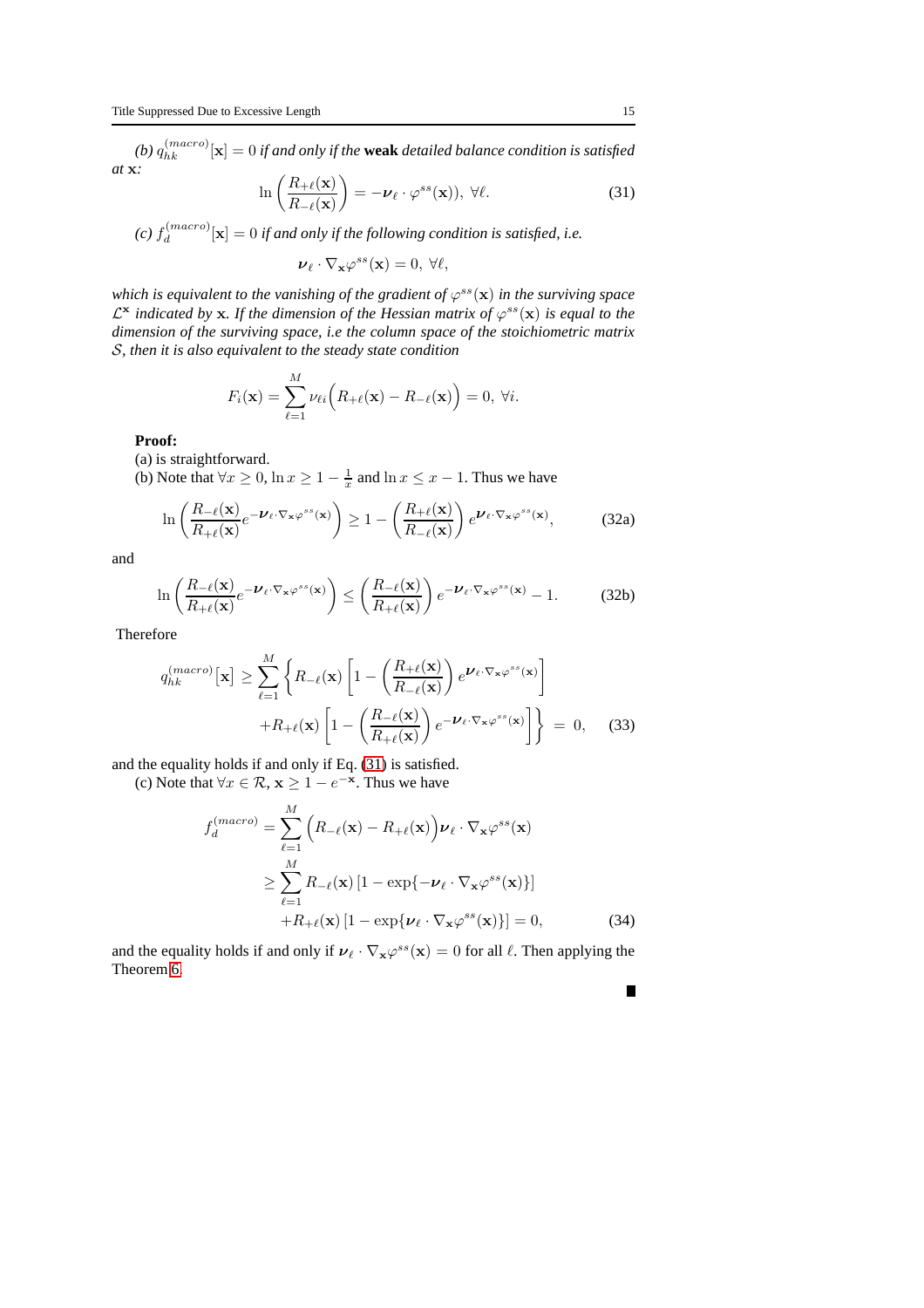*(b)* $q_{hk}^{(macro)}[\mathbf{x}] = 0$ *if and only if the* **weak** *detailed balance condition is satisfied at* $\mathbf{x}$*:*

$$\ln\left(\frac{R_{+\ell}(\mathbf{x})}{R_{-\ell}(\mathbf{x})}\right) = -\boldsymbol{\nu}_\ell \cdot \varphi^{ss}(\mathbf{x})),\ \forall \ell. \tag{31}$$

*(c)* $f_d^{(macro)}[\mathbf{x}] = 0$ *if and only if the following condition is satisfied, i.e.*

$$\boldsymbol{\nu}_\ell \cdot \nabla_{\mathbf{x}} \varphi^{ss}(\mathbf{x}) = 0,\ \forall \ell,$$

*which is equivalent to the vanishing of the gradient of* $\varphi^{ss}(\mathbf{x})$ *in the surviving space* $\mathcal{L}^{\mathbf{x}}$ *indicated by* $\mathbf{x}$*. If the dimension of the Hessian matrix of* $\varphi^{ss}(\mathbf{x})$ *is equal to the dimension of the surviving space, i.e the column space of the stoichiometric matrix* $\mathcal{S}$*, then it is also equivalent to the steady state condition*

$$F_i(\mathbf{x}) = \sum_{\ell=1}^{M} \nu_{\ell i}\Big(R_{+\ell}(\mathbf{x}) - R_{-\ell}(\mathbf{x})\Big) = 0,\ \forall i.$$

**Proof:**

(a) is straightforward.

(b) Note that $\forall x \geq 0$, $\ln x \geq 1 - \frac{1}{x}$ and $\ln x \leq x - 1$. Thus we have

$$\ln\left(\frac{R_{-\ell}(\mathbf{x})}{R_{+\ell}(\mathbf{x})} e^{-\boldsymbol{\nu}_\ell \cdot \nabla_{\mathbf{x}} \varphi^{ss}(\mathbf{x})}\right) \geq 1 - \left(\frac{R_{+\ell}(\mathbf{x})}{R_{-\ell}(\mathbf{x})}\right) e^{\boldsymbol{\nu}_\ell \cdot \nabla_{\mathbf{x}} \varphi^{ss}(\mathbf{x})}, \tag{32a}$$

and

$$\ln\left(\frac{R_{-\ell}(\mathbf{x})}{R_{+\ell}(\mathbf{x})} e^{-\boldsymbol{\nu}_\ell \cdot \nabla_{\mathbf{x}} \varphi^{ss}(\mathbf{x})}\right) \leq \left(\frac{R_{-\ell}(\mathbf{x})}{R_{+\ell}(\mathbf{x})}\right) e^{-\boldsymbol{\nu}_\ell \cdot \nabla_{\mathbf{x}} \varphi^{ss}(\mathbf{x})} - 1. \tag{32b}$$

Therefore

$$\begin{aligned} q_{hk}^{(macro)}[\mathbf{x}] \geq \sum_{\ell=1}^{M} \Bigg\{ & R_{-\ell}(\mathbf{x}) \left[1 - \left(\frac{R_{+\ell}(\mathbf{x})}{R_{-\ell}(\mathbf{x})}\right) e^{\boldsymbol{\nu}_\ell \cdot \nabla_{\mathbf{x}} \varphi^{ss}(\mathbf{x})}\right] \\ & + R_{+\ell}(\mathbf{x}) \left[1 - \left(\frac{R_{-\ell}(\mathbf{x})}{R_{+\ell}(\mathbf{x})}\right) e^{-\boldsymbol{\nu}_\ell \cdot \nabla_{\mathbf{x}} \varphi^{ss}(\mathbf{x})}\right] \Bigg\} = 0, \end{aligned} \tag{33}$$

and the equality holds if and only if Eq. (31) is satisfied.

(c) Note that $\forall x \in \mathcal{R}$, $\mathbf{x} \geq 1 - e^{-\mathbf{x}}$. Thus we have

$$\begin{aligned} f_d^{(macro)} &= \sum_{\ell=1}^{M} \Big(R_{-\ell}(\mathbf{x}) - R_{+\ell}(\mathbf{x})\Big) \boldsymbol{\nu}_\ell \cdot \nabla_{\mathbf{x}} \varphi^{ss}(\mathbf{x}) \\ &\geq \sum_{\ell=1}^{M} R_{-\ell}(\mathbf{x}) \left[1 - \exp\{-\boldsymbol{\nu}_\ell \cdot \nabla_{\mathbf{x}} \varphi^{ss}(\mathbf{x})\}\right] \\ &\quad + R_{+\ell}(\mathbf{x}) \left[1 - \exp\{\boldsymbol{\nu}_\ell \cdot \nabla_{\mathbf{x}} \varphi^{ss}(\mathbf{x})\}\right] = 0, \end{aligned} \tag{34}$$

and the equality holds if and only if $\boldsymbol{\nu}_\ell \cdot \nabla_{\mathbf{x}} \varphi^{ss}(\mathbf{x}) = 0$ for all $\ell$. Then applying the Theorem 6. ∎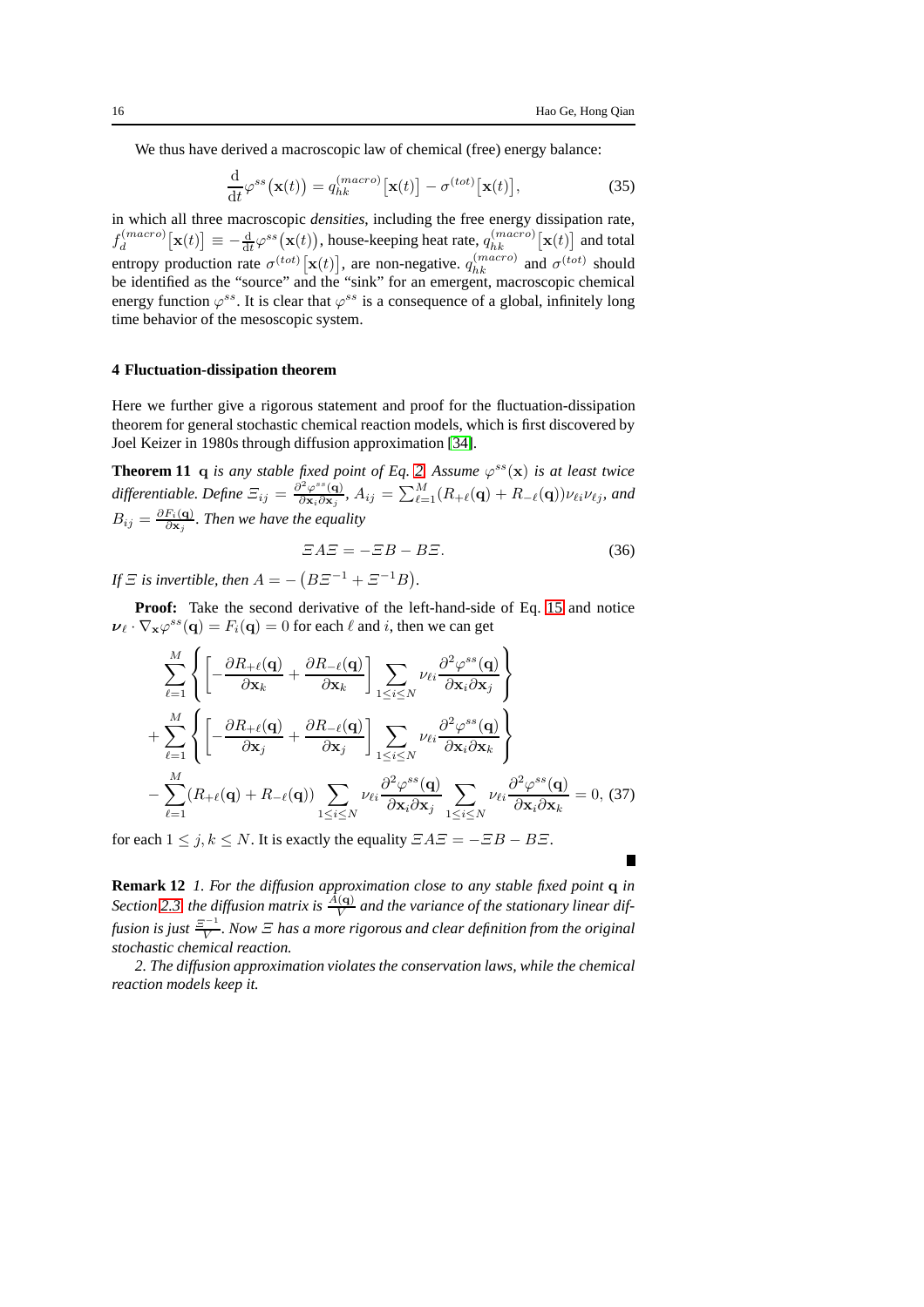We thus have derived a macroscopic law of chemical (free) energy balance:

$$\frac{\mathrm{d}}{\mathrm{d}t}\varphi^{ss}\big(\mathbf{x}(t)\big) = q_{hk}^{(macro)}\big[\mathbf{x}(t)\big] - \sigma^{(tot)}\big[\mathbf{x}(t)\big], \tag{35}$$

in which all three macroscopic *densities*, including the free energy dissipation rate, $f_d^{(macro)}\big[\mathbf{x}(t)\big] \equiv -\frac{\mathrm{d}}{\mathrm{d}t}\varphi^{ss}\big(\mathbf{x}(t)\big)$, house-keeping heat rate, $q_{hk}^{(macro)}\big[\mathbf{x}(t)\big]$ and total entropy production rate $\sigma^{(tot)}\big[\mathbf{x}(t)\big]$, are non-negative. $q_{hk}^{(macro)}$ and $\sigma^{(tot)}$ should be identified as the "source" and the "sink" for an emergent, macroscopic chemical energy function $\varphi^{ss}$. It is clear that $\varphi^{ss}$ is a consequence of a global, infinitely long time behavior of the mesoscopic system.

## 4 Fluctuation-dissipation theorem

Here we further give a rigorous statement and proof for the fluctuation-dissipation theorem for general stochastic chemical reaction models, which is first discovered by Joel Keizer in 1980s through diffusion approximation [34].

**Theorem 11** *$\mathbf{q}$ is any stable fixed point of Eq. 2. Assume $\varphi^{ss}(\mathbf{x})$ is at least twice differentiable. Define $\Xi_{ij} = \frac{\partial^2\varphi^{ss}(\mathbf{q})}{\partial\mathbf{x}_i\partial\mathbf{x}_j}$, $A_{ij} = \sum_{\ell=1}^{M}(R_{+\ell}(\mathbf{q}) + R_{-\ell}(\mathbf{q}))\nu_{\ell i}\nu_{\ell j}$, and $B_{ij} = \frac{\partial F_i(\mathbf{q})}{\partial\mathbf{x}_j}$. Then we have the equality*

$$\Xi A \Xi = -\Xi B - B\Xi. \tag{36}$$

*If $\Xi$ is invertible, then $A = -\big(B\Xi^{-1} + \Xi^{-1}B\big)$.*

**Proof:** Take the second derivative of the left-hand-side of Eq. 15 and notice $\boldsymbol{\nu}_\ell\cdot\nabla_{\mathbf{x}}\varphi^{ss}(\mathbf{q}) = F_i(\mathbf{q}) = 0$ for each $\ell$ and $i$, then we can get

$$\begin{aligned}
&\sum_{\ell=1}^{M}\left\{\left[-\frac{\partial R_{+\ell}(\mathbf{q})}{\partial\mathbf{x}_k} + \frac{\partial R_{-\ell}(\mathbf{q})}{\partial\mathbf{x}_k}\right]\sum_{1\le i\le N}\nu_{\ell i}\frac{\partial^2\varphi^{ss}(\mathbf{q})}{\partial\mathbf{x}_i\partial\mathbf{x}_j}\right\}\\
&+\sum_{\ell=1}^{M}\left\{\left[-\frac{\partial R_{+\ell}(\mathbf{q})}{\partial\mathbf{x}_j} + \frac{\partial R_{-\ell}(\mathbf{q})}{\partial\mathbf{x}_j}\right]\sum_{1\le i\le N}\nu_{\ell i}\frac{\partial^2\varphi^{ss}(\mathbf{q})}{\partial\mathbf{x}_i\partial\mathbf{x}_k}\right\}\\
&-\sum_{\ell=1}^{M}(R_{+\ell}(\mathbf{q}) + R_{-\ell}(\mathbf{q}))\sum_{1\le i\le N}\nu_{\ell i}\frac{\partial^2\varphi^{ss}(\mathbf{q})}{\partial\mathbf{x}_i\partial\mathbf{x}_j}\sum_{1\le i\le N}\nu_{\ell i}\frac{\partial^2\varphi^{ss}(\mathbf{q})}{\partial\mathbf{x}_i\partial\mathbf{x}_k} = 0,
\end{aligned} \tag{37}$$

for each $1\le j,k\le N$. It is exactly the equality $\Xi A\Xi = -\Xi B - B\Xi$. ■

**Remark 12** *1. For the diffusion approximation close to any stable fixed point $\mathbf{q}$ in Section 2.3, the diffusion matrix is $\frac{A(\mathbf{q})}{V}$ and the variance of the stationary linear diffusion is just $\frac{\Xi^{-1}}{V}$. Now $\Xi$ has a more rigorous and clear definition from the original stochastic chemical reaction.*

*2. The diffusion approximation violates the conservation laws, while the chemical reaction models keep it.*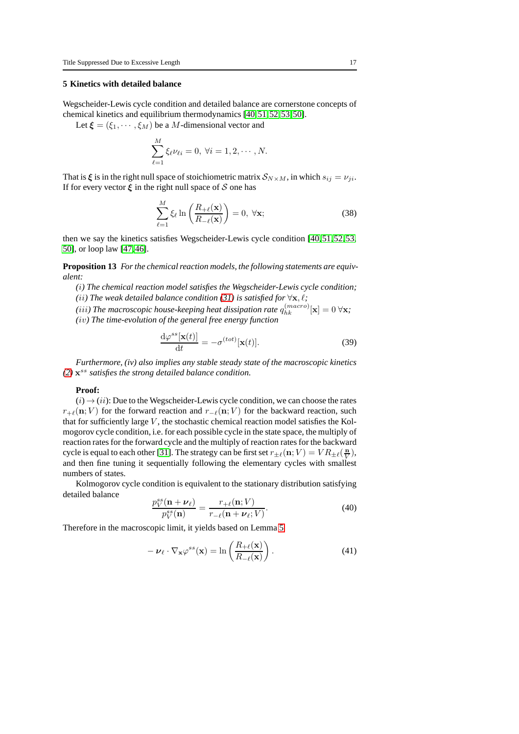## 5 Kinetics with detailed balance

Wegscheider-Lewis cycle condition and detailed balance are cornerstone concepts of chemical kinetics and equilibrium thermodynamics [40, 51, 52, 53, 50].

Let $\boldsymbol{\xi} = (\xi_1, \cdots, \xi_M)$ be a $M$-dimensional vector and

$$\sum_{\ell=1}^{M} \xi_\ell \nu_{\ell i} = 0, \ \forall i = 1, 2, \cdots, N.$$

That is $\boldsymbol{\xi}$ is in the right null space of stoichiometric matrix $\mathcal{S}_{N\times M}$, in which $s_{ij} = \nu_{ji}$. If for every vector $\boldsymbol{\xi}$ in the right null space of $\mathcal{S}$ one has

$$\sum_{\ell=1}^{M} \xi_\ell \ln\left(\frac{R_{+\ell}(\mathbf{x})}{R_{-\ell}(\mathbf{x})}\right) = 0, \ \forall \mathbf{x}; \tag{38}$$

then we say the kinetics satisfies Wegscheider-Lewis cycle condition [40, 51, 52, 53, 50], or loop law [47, 46].

**Proposition 13** *For the chemical reaction models, the following statements are equivalent:*

*$(i)$ The chemical reaction model satisfies the Wegscheider-Lewis cycle condition;*
*$(ii)$ The weak detailed balance condition (31) is satisfied for $\forall \mathbf{x}, \ell$;*
*$(iii)$ The macroscopic house-keeping heat dissipation rate $q_{hk}^{(macro)}[\mathbf{x}] = 0 \ \forall \mathbf{x}$;*
*$(iv)$ The time-evolution of the general free energy function*

$$\frac{\mathrm{d}\varphi^{ss}[\mathbf{x}(t)]}{\mathrm{d}t} = -\sigma^{(tot)}[\mathbf{x}(t)]. \tag{39}$$

*Furthermore, (iv) also implies any stable steady state of the macroscopic kinetics (2) $\mathbf{x}^{ss}$ satisfies the strong detailed balance condition.*

**Proof:**

$(i) \to (ii)$: Due to the Wegscheider-Lewis cycle condition, we can choose the rates $r_{+\ell}(\mathbf{n}; V)$ for the forward reaction and $r_{-\ell}(\mathbf{n}; V)$ for the backward reaction, such that for sufficiently large $V$, the stochastic chemical reaction model satisfies the Kolmogorov cycle condition, i.e. for each possible cycle in the state space, the multiply of reaction rates for the forward cycle and the multiply of reaction rates for the backward cycle is equal to each other [31]. The strategy can be first set $r_{\pm\ell}(\mathbf{n}; V) = VR_{\pm\ell}(\frac{\mathbf{n}}{V})$, and then fine tuning it sequentially following the elementary cycles with smallest numbers of states.

Kolmogorov cycle condition is equivalent to the stationary distribution satisfying detailed balance

$$\frac{p_V^{ss}(\mathbf{n} + \boldsymbol{\nu}_\ell)}{p_V^{ss}(\mathbf{n})} = \frac{r_{+\ell}(\mathbf{n}; V)}{r_{-\ell}(\mathbf{n} + \boldsymbol{\nu}_\ell; V)}. \tag{40}$$

Therefore in the macroscopic limit, it yields based on Lemma 5

$$-\boldsymbol{\nu}_\ell \cdot \nabla_{\mathbf{x}} \varphi^{ss}(\mathbf{x}) = \ln\left(\frac{R_{+\ell}(\mathbf{x})}{R_{-\ell}(\mathbf{x})}\right). \tag{41}$$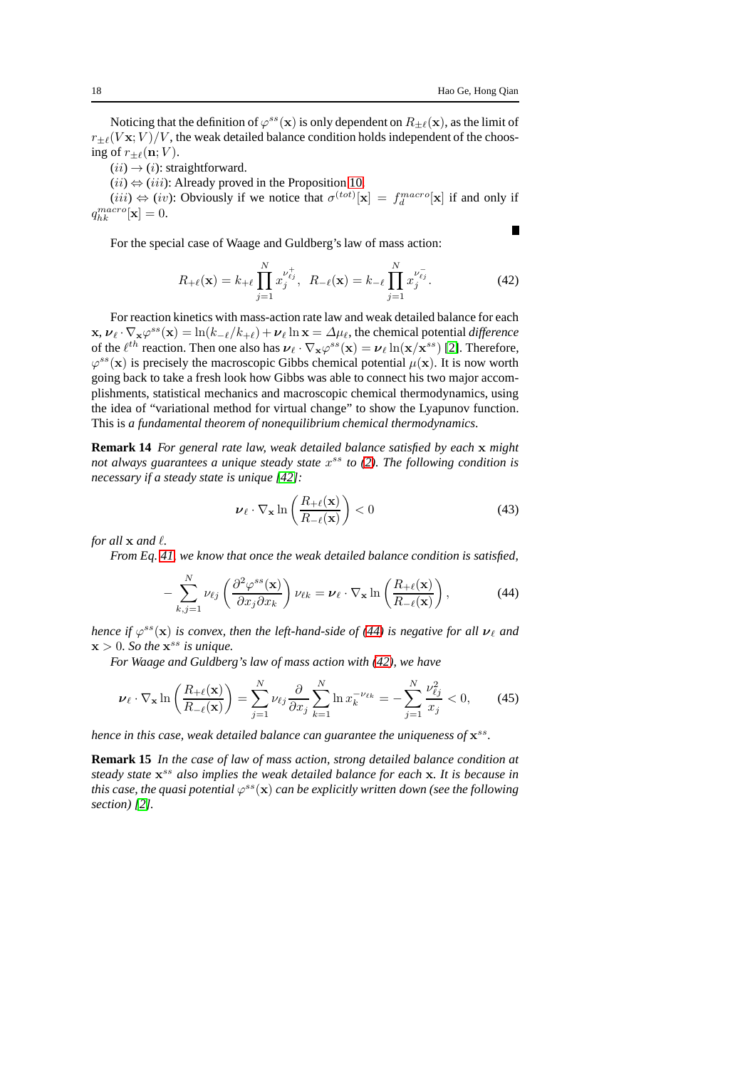Noticing that the definition of $\varphi^{ss}(\mathbf{x})$ is only dependent on $R_{\pm\ell}(\mathbf{x})$, as the limit of $r_{\pm\ell}(V\mathbf{x};V)/V$, the weak detailed balance condition holds independent of the choosing of $r_{\pm\ell}(\mathbf{n};V)$.

$(ii) \rightarrow (i)$: straightforward.

$(ii) \Leftrightarrow (iii)$: Already proved in the Proposition 10.

$(iii) \Leftrightarrow (iv)$: Obviously if we notice that $\sigma^{(tot)}[\mathbf{x}] = f_d^{macro}[\mathbf{x}]$ if and only if $q_{hk}^{macro}[\mathbf{x}] = 0$. ∎

For the special case of Waage and Guldberg's law of mass action:

$$R_{+\ell}(\mathbf{x}) = k_{+\ell}\prod_{j=1}^{N} x_j^{\nu_{\ell j}^{+}},\ \ R_{-\ell}(\mathbf{x}) = k_{-\ell}\prod_{j=1}^{N} x_j^{\nu_{\ell j}^{-}}. \tag{42}$$

For reaction kinetics with mass-action rate law and weak detailed balance for each $\mathbf{x}$, $\boldsymbol{\nu}_\ell \cdot \nabla_{\mathbf{x}}\varphi^{ss}(\mathbf{x}) = \ln(k_{-\ell}/k_{+\ell}) + \boldsymbol{\nu}_\ell \ln \mathbf{x} = \Delta\mu_\ell$, the chemical potential *difference* of the $\ell^{th}$ reaction. Then one also has $\boldsymbol{\nu}_\ell \cdot \nabla_{\mathbf{x}}\varphi^{ss}(\mathbf{x}) = \boldsymbol{\nu}_\ell \ln(\mathbf{x}/\mathbf{x}^{ss})$ [2]. Therefore, $\varphi^{ss}(\mathbf{x})$ is precisely the macroscopic Gibbs chemical potential $\mu(\mathbf{x})$. It is now worth going back to take a fresh look how Gibbs was able to connect his two major accomplishments, statistical mechanics and macroscopic chemical thermodynamics, using the idea of "variational method for virtual change" to show the Lyapunov function. This is *a fundamental theorem of nonequilibrium chemical thermodynamics*.

**Remark 14** *For general rate law, weak detailed balance satisfied by each* $\mathbf{x}$ *might not always guarantees a unique steady state* $x^{ss}$ *to (2). The following condition is necessary if a steady state is unique [42]:*

$$\boldsymbol{\nu}_\ell \cdot \nabla_{\mathbf{x}} \ln\left(\frac{R_{+\ell}(\mathbf{x})}{R_{-\ell}(\mathbf{x})}\right) < 0 \tag{43}$$

*for all* $\mathbf{x}$ *and* $\ell$.

*From Eq. 41, we know that once the weak detailed balance condition is satisfied,*

$$-\sum_{k,j=1}^{N} \nu_{\ell j}\left(\frac{\partial^2 \varphi^{ss}(\mathbf{x})}{\partial x_j \partial x_k}\right)\nu_{\ell k} = \boldsymbol{\nu}_\ell \cdot \nabla_{\mathbf{x}} \ln\left(\frac{R_{+\ell}(\mathbf{x})}{R_{-\ell}(\mathbf{x})}\right), \tag{44}$$

*hence if* $\varphi^{ss}(\mathbf{x})$ *is convex, then the left-hand-side of (44) is negative for all* $\boldsymbol{\nu}_\ell$ *and* $\mathbf{x} > 0$*. So the* $\mathbf{x}^{ss}$ *is unique.*

*For Waage and Guldberg's law of mass action with (42), we have*

$$\boldsymbol{\nu}_\ell \cdot \nabla_{\mathbf{x}} \ln\left(\frac{R_{+\ell}(\mathbf{x})}{R_{-\ell}(\mathbf{x})}\right) = \sum_{j=1}^{N} \nu_{\ell j}\frac{\partial}{\partial x_j}\sum_{k=1}^{N} \ln x_k^{-\nu_{\ell k}} = -\sum_{j=1}^{N}\frac{\nu_{\ell j}^2}{x_j} < 0, \tag{45}$$

*hence in this case, weak detailed balance can guarantee the uniqueness of* $\mathbf{x}^{ss}$.

**Remark 15** *In the case of law of mass action, strong detailed balance condition at steady state* $\mathbf{x}^{ss}$ *also implies the weak detailed balance for each* $\mathbf{x}$*. It is because in this case, the quasi potential* $\varphi^{ss}(\mathbf{x})$ *can be explicitly written down (see the following section) [2].*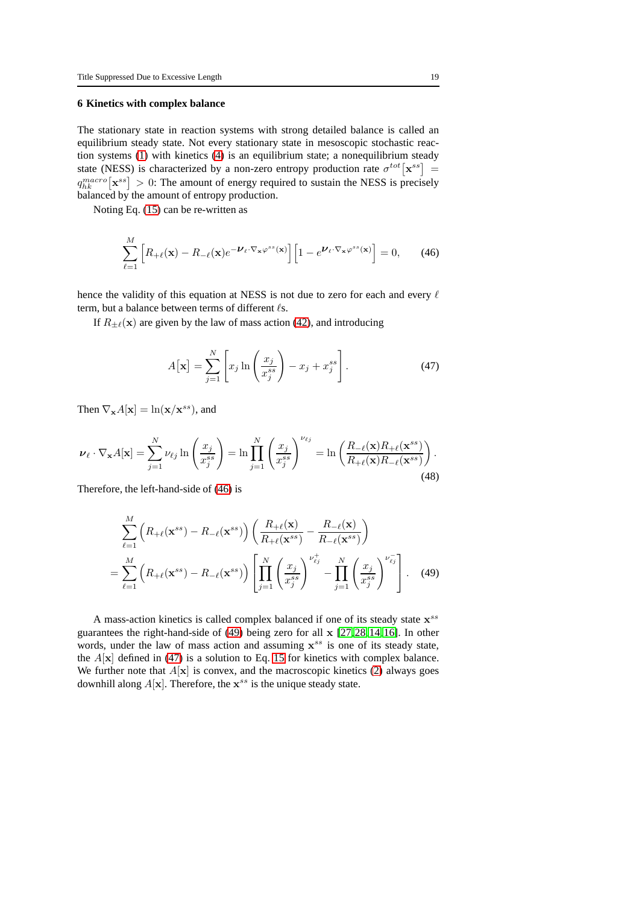## 6 Kinetics with complex balance

The stationary state in reaction systems with strong detailed balance is called an equilibrium steady state. Not every stationary state in mesoscopic stochastic reaction systems (1) with kinetics (4) is an equilibrium state; a nonequilibrium steady state (NESS) is characterized by a non-zero entropy production rate $\sigma^{tot}\big[\mathbf{x}^{ss}\big] = q_{hk}^{macro}\big[\mathbf{x}^{ss}\big] > 0$: The amount of energy required to sustain the NESS is precisely balanced by the amount of entropy production.

Noting Eq. (15) can be re-written as

$$\sum_{\ell=1}^{M}\Big[R_{+\ell}(\mathbf{x}) - R_{-\ell}(\mathbf{x})e^{-\boldsymbol{\nu}_{\ell}\cdot\nabla_{\mathbf{x}}\varphi^{ss}(\mathbf{x})}\Big]\Big[1 - e^{\boldsymbol{\nu}_{\ell}\cdot\nabla_{\mathbf{x}}\varphi^{ss}(\mathbf{x})}\Big] = 0, \tag{46}$$

hence the validity of this equation at NESS is not due to zero for each and every $\ell$ term, but a balance between terms of different $\ell$s.

If $R_{\pm\ell}(\mathbf{x})$ are given by the law of mass action (42), and introducing

$$A\big[\mathbf{x}\big] = \sum_{j=1}^{N}\left[x_j \ln\left(\frac{x_j}{x_j^{ss}}\right) - x_j + x_j^{ss}\right]. \tag{47}$$

Then $\nabla_{\mathbf{x}}A[\mathbf{x}] = \ln(\mathbf{x}/\mathbf{x}^{ss})$, and

$$\boldsymbol{\nu}_{\ell}\cdot\nabla_{\mathbf{x}}A[\mathbf{x}] = \sum_{j=1}^{N}\nu_{\ell j}\ln\left(\frac{x_j}{x_j^{ss}}\right) = \ln\prod_{j=1}^{N}\left(\frac{x_j}{x_j^{ss}}\right)^{\nu_{\ell j}} = \ln\left(\frac{R_{-\ell}(\mathbf{x})R_{+\ell}(\mathbf{x}^{ss})}{R_{+\ell}(\mathbf{x})R_{-\ell}(\mathbf{x}^{ss})}\right). \tag{48}$$

Therefore, the left-hand-side of (46) is

$$\begin{aligned}
&\sum_{\ell=1}^{M}\Big(R_{+\ell}(\mathbf{x}^{ss}) - R_{-\ell}(\mathbf{x}^{ss})\Big)\left(\frac{R_{+\ell}(\mathbf{x})}{R_{+\ell}(\mathbf{x}^{ss})} - \frac{R_{-\ell}(\mathbf{x})}{R_{-\ell}(\mathbf{x}^{ss})}\right)\\
&= \sum_{\ell=1}^{M}\Big(R_{+\ell}(\mathbf{x}^{ss}) - R_{-\ell}(\mathbf{x}^{ss})\Big)\left[\prod_{j=1}^{N}\left(\frac{x_j}{x_j^{ss}}\right)^{\nu_{\ell j}^{+}} - \prod_{j=1}^{N}\left(\frac{x_j}{x_j^{ss}}\right)^{\nu_{\ell j}^{-}}\right].
\end{aligned} \tag{49}$$

A mass-action kinetics is called complex balanced if one of its steady state $\mathbf{x}^{ss}$ guarantees the right-hand-side of (49) being zero for all $\mathbf{x}$ [27, 28, 14, 16]. In other words, under the law of mass action and assuming $\mathbf{x}^{ss}$ is one of its steady state, the $A[\mathbf{x}]$ defined in (47) is a solution to Eq. 15 for kinetics with complex balance. We further note that $A[\mathbf{x}]$ is convex, and the macroscopic kinetics (2) always goes downhill along $A[\mathbf{x}]$. Therefore, the $\mathbf{x}^{ss}$ is the unique steady state.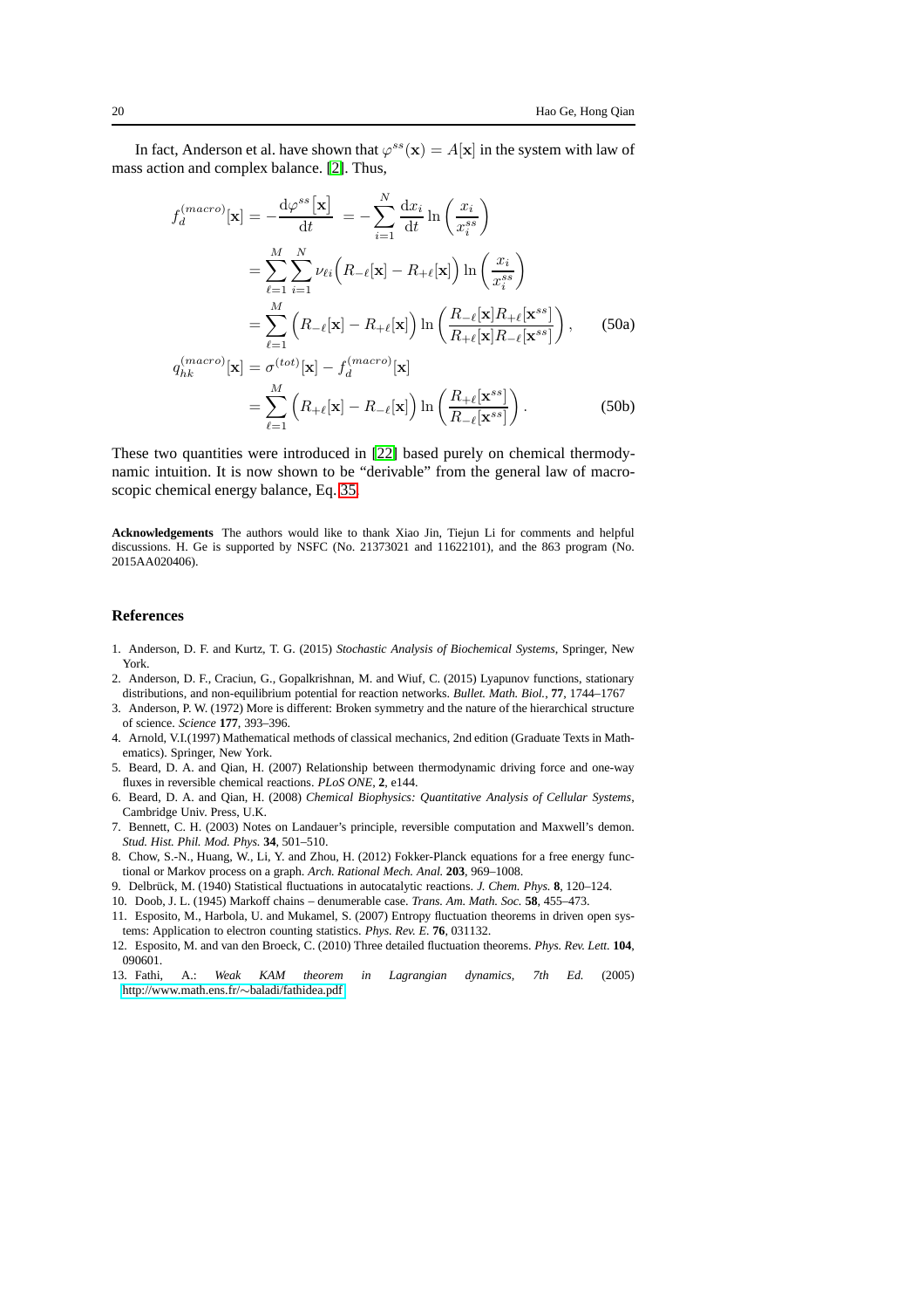In fact, Anderson et al. have shown that $\varphi^{ss}(\mathbf{x}) = A[\mathbf{x}]$ in the system with law of mass action and complex balance. [2]. Thus,

$$
\begin{aligned}
f_d^{(macro)}[\mathbf{x}] &= -\frac{\mathrm{d}\varphi^{ss}[\mathbf{x}]}{\mathrm{d}t} \;= -\sum_{i=1}^{N} \frac{\mathrm{d}x_i}{\mathrm{d}t} \ln\left(\frac{x_i}{x_i^{ss}}\right) \\
&= \sum_{\ell=1}^{M}\sum_{i=1}^{N} \nu_{\ell i}\Big(R_{-\ell}[\mathbf{x}] - R_{+\ell}[\mathbf{x}]\Big) \ln\left(\frac{x_i}{x_i^{ss}}\right) \\
&= \sum_{\ell=1}^{M} \Big(R_{-\ell}[\mathbf{x}] - R_{+\ell}[\mathbf{x}]\Big) \ln\left(\frac{R_{-\ell}[\mathbf{x}]R_{+\ell}[\mathbf{x}^{ss}]}{R_{+\ell}[\mathbf{x}]R_{-\ell}[\mathbf{x}^{ss}]}\right), \qquad \text{(50a)} \\
q_{hk}^{(macro)}[\mathbf{x}] &= \sigma^{(tot)}[\mathbf{x}] - f_d^{(macro)}[\mathbf{x}] \\
&= \sum_{\ell=1}^{M} \Big(R_{+\ell}[\mathbf{x}] - R_{-\ell}[\mathbf{x}]\Big) \ln\left(\frac{R_{+\ell}[\mathbf{x}^{ss}]}{R_{-\ell}[\mathbf{x}^{ss}]}\right). \qquad \text{(50b)}
\end{aligned}
$$

These two quantities were introduced in [22] based purely on chemical thermodynamic intuition. It is now shown to be "derivable" from the general law of macroscopic chemical energy balance, Eq. 35.

**Acknowledgements** The authors would like to thank Xiao Jin, Tiejun Li for comments and helpful discussions. H. Ge is supported by NSFC (No. 21373021 and 11622101), and the 863 program (No. 2015AA020406).

## References

1. Anderson, D. F. and Kurtz, T. G. (2015) *Stochastic Analysis of Biochemical Systems*, Springer, New York.
2. Anderson, D. F., Craciun, G., Gopalkrishnan, M. and Wiuf, C. (2015) Lyapunov functions, stationary distributions, and non-equilibrium potential for reaction networks. *Bullet. Math. Biol.*, **77**, 1744–1767
3. Anderson, P. W. (1972) More is different: Broken symmetry and the nature of the hierarchical structure of science. *Science* **177**, 393–396.
4. Arnold, V.I.(1997) Mathematical methods of classical mechanics, 2nd edition (Graduate Texts in Mathematics). Springer, New York.
5. Beard, D. A. and Qian, H. (2007) Relationship between thermodynamic driving force and one-way fluxes in reversible chemical reactions. *PLoS ONE*, **2**, e144.
6. Beard, D. A. and Qian, H. (2008) *Chemical Biophysics: Quantitative Analysis of Cellular Systems*, Cambridge Univ. Press, U.K.
7. Bennett, C. H. (2003) Notes on Landauer's principle, reversible computation and Maxwell's demon. *Stud. Hist. Phil. Mod. Phys.* **34**, 501–510.
8. Chow, S.-N., Huang, W., Li, Y. and Zhou, H. (2012) Fokker-Planck equations for a free energy functional or Markov process on a graph. *Arch. Rational Mech. Anal.* **203**, 969–1008.
9. Delbrück, M. (1940) Statistical fluctuations in autocatalytic reactions. *J. Chem. Phys.* **8**, 120–124.
10. Doob, J. L. (1945) Markoff chains – denumerable case. *Trans. Am. Math. Soc.* **58**, 455–473.
11. Esposito, M., Harbola, U. and Mukamel, S. (2007) Entropy fluctuation theorems in driven open systems: Application to electron counting statistics. *Phys. Rev. E.* **76**, 031132.
12. Esposito, M. and van den Broeck, C. (2010) Three detailed fluctuation theorems. *Phys. Rev. Lett.* **104**, 090601.
13. Fathi, A.: *Weak KAM theorem in Lagrangian dynamics, 7th Ed.* (2005) http://www.math.ens.fr/∼baladi/fathidea.pdf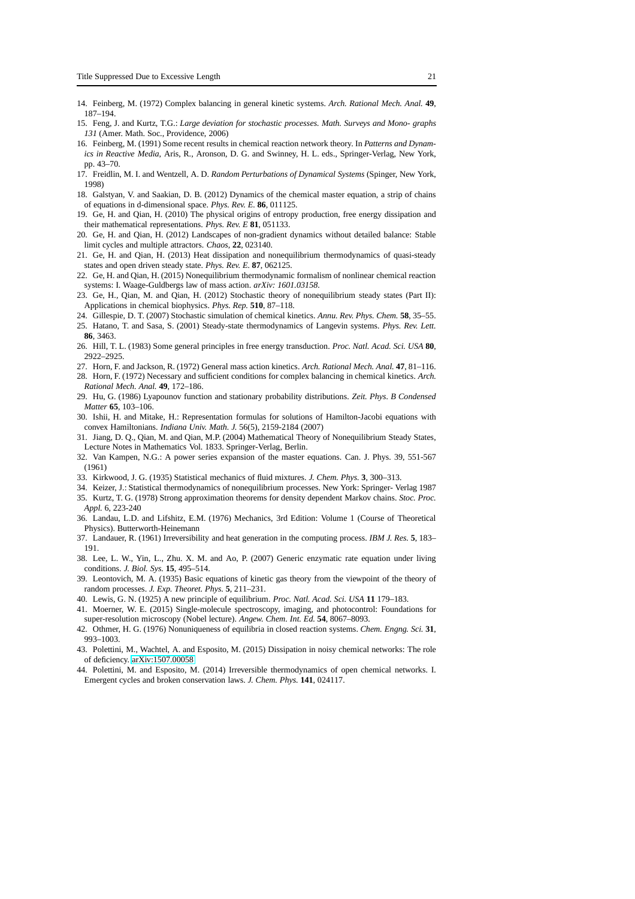14. Feinberg, M. (1972) Complex balancing in general kinetic systems. *Arch. Rational Mech. Anal.* **49**, 187–194.
15. Feng, J. and Kurtz, T.G.: *Large deviation for stochastic processes. Math. Surveys and Mono- graphs 131* (Amer. Math. Soc., Providence, 2006)
16. Feinberg, M. (1991) Some recent results in chemical reaction network theory. In *Patterns and Dynamics in Reactive Media*, Aris, R., Aronson, D. G. and Swinney, H. L. eds., Springer-Verlag, New York, pp. 43–70.
17. Freidlin, M. I. and Wentzell, A. D. *Random Perturbations of Dynamical Systems* (Spinger, New York, 1998)
18. Galstyan, V. and Saakian, D. B. (2012) Dynamics of the chemical master equation, a strip of chains of equations in d-dimensional space. *Phys. Rev. E.* **86**, 011125.
19. Ge, H. and Qian, H. (2010) The physical origins of entropy production, free energy dissipation and their mathematical representations. *Phys. Rev. E* **81**, 051133.
20. Ge, H. and Qian, H. (2012) Landscapes of non-gradient dynamics without detailed balance: Stable limit cycles and multiple attractors. *Chaos*, **22**, 023140.
21. Ge, H. and Qian, H. (2013) Heat dissipation and nonequilibrium thermodynamics of quasi-steady states and open driven steady state. *Phys. Rev. E.* **87**, 062125.
22. Ge, H. and Qian, H. (2015) Nonequilibrium thermodynamic formalism of nonlinear chemical reaction systems: I. Waage-Guldbergs law of mass action. *arXiv: 1601.03158*.
23. Ge, H., Qian, M. and Qian, H. (2012) Stochastic theory of nonequilibrium steady states (Part II): Applications in chemical biophysics. *Phys. Rep.* **510**, 87–118.
24. Gillespie, D. T. (2007) Stochastic simulation of chemical kinetics. *Annu. Rev. Phys. Chem.* **58**, 35–55.
25. Hatano, T. and Sasa, S. (2001) Steady-state thermodynamics of Langevin systems. *Phys. Rev. Lett.* **86**, 3463.
26. Hill, T. L. (1983) Some general principles in free energy transduction. *Proc. Natl. Acad. Sci. USA* **80**, 2922–2925.
27. Horn, F. and Jackson, R. (1972) General mass action kinetics. *Arch. Rational Mech. Anal.* **47**, 81–116.
28. Horn, F. (1972) Necessary and sufficient conditions for complex balancing in chemical kinetics. *Arch. Rational Mech. Anal.* **49**, 172–186.
29. Hu, G. (1986) Lyapounov function and stationary probability distributions. *Zeit. Phys. B Condensed Matter* **65**, 103–106.
30. Ishii, H. and Mitake, H.: Representation formulas for solutions of Hamilton-Jacobi equations with convex Hamiltonians. *Indiana Univ. Math. J.* 56(5), 2159-2184 (2007)
31. Jiang, D. Q., Qian, M. and Qian, M.P. (2004) Mathematical Theory of Nonequilibrium Steady States, Lecture Notes in Mathematics Vol. 1833. Springer-Verlag, Berlin.
32. Van Kampen, N.G.: A power series expansion of the master equations. Can. J. Phys. 39, 551-567 (1961)
33. Kirkwood, J. G. (1935) Statistical mechanics of fluid mixtures. *J. Chem. Phys.* **3**, 300–313.
34. Keizer, J.: Statistical thermodynamics of nonequilibrium processes. New York: Springer- Verlag 1987
35. Kurtz, T. G. (1978) Strong approximation theorems for density dependent Markov chains. *Stoc. Proc. Appl.* 6, 223-240
36. Landau, L.D. and Lifshitz, E.M. (1976) Mechanics, 3rd Edition: Volume 1 (Course of Theoretical Physics). Butterworth-Heinemann
37. Landauer, R. (1961) Irreversibility and heat generation in the computing process. *IBM J. Res.* **5**, 183–191.
38. Lee, L. W., Yin, L., Zhu. X. M. and Ao, P. (2007) Generic enzymatic rate equation under living conditions. *J. Biol. Sys.* **15**, 495–514.
39. Leontovich, M. A. (1935) Basic equations of kinetic gas theory from the viewpoint of the theory of random processes. *J. Exp. Theoret. Phys.* **5**, 211–231.
40. Lewis, G. N. (1925) A new principle of equilibrium. *Proc. Natl. Acad. Sci. USA* **11** 179–183.
41. Moerner, W. E. (2015) Single-molecule spectroscopy, imaging, and photocontrol: Foundations for super-resolution microscopy (Nobel lecture). *Angew. Chem. Int. Ed.* **54**, 8067–8093.
42. Othmer, H. G. (1976) Nonuniqueness of equilibria in closed reaction systems. *Chem. Engng. Sci.* **31**, 993–1003.
43. Polettini, M., Wachtel, A. and Esposito, M. (2015) Dissipation in noisy chemical networks: The role of deficiency. arXiv:1507.00058
44. Polettini, M. and Esposito, M. (2014) Irreversible thermodynamics of open chemical networks. I. Emergent cycles and broken conservation laws. *J. Chem. Phys.* **141**, 024117.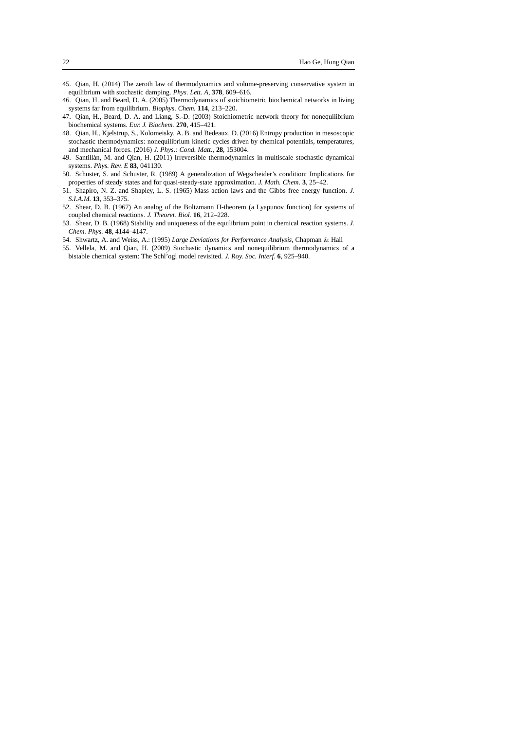45. Qian, H. (2014) The zeroth law of thermodynamics and volume-preserving conservative system in equilibrium with stochastic damping. *Phys. Lett. A*, **378**, 609–616.
46. Qian, H. and Beard, D. A. (2005) Thermodynamics of stoichiometric biochemical networks in living systems far from equilibrium. *Biophys. Chem.* **114**, 213–220.
47. Qian, H., Beard, D. A. and Liang, S.-D. (2003) Stoichiometric network theory for nonequilibrium biochemical systems. *Eur. J. Biochem.* **270**, 415–421.
48. Qian, H., Kjelstrup, S., Kolomeisky, A. B. and Bedeaux, D. (2016) Entropy production in mesoscopic stochastic thermodynamics: nonequilibrium kinetic cycles driven by chemical potentials, temperatures, and mechanical forces. (2016) *J. Phys.: Cond. Matt.*, **28**, 153004.
49. Santillán, M. and Qian, H. (2011) Irreversible thermodynamics in multiscale stochastic dynamical systems. *Phys. Rev. E* **83**, 041130.
50. Schuster, S. and Schuster, R. (1989) A generalization of Wegscheider's condition: Implications for properties of steady states and for quasi-steady-state approximation. *J. Math. Chem.* **3**, 25–42.
51. Shapiro, N. Z. and Shapley, L. S. (1965) Mass action laws and the Gibbs free energy function. *J. S.I.A.M.* **13**, 353–375.
52. Shear, D. B. (1967) An analog of the Boltzmann H-theorem (a Lyapunov function) for systems of coupled chemical reactions. *J. Theoret. Biol.* **16**, 212–228.
53. Shear, D. B. (1968) Stability and uniqueness of the equilibrium point in chemical reaction systems. *J. Chem. Phys.* **48**, 4144–4147.
54. Shwartz, A. and Weiss, A.: (1995) *Large Deviations for Performance Analysis*, Chapman & Hall
55. Vellela, M. and Qian, H. (2009) Stochastic dynamics and nonequilibrium thermodynamics of a bistable chemical system: The Schl'ogl model revisited. *J. Roy. Soc. Interf.* **6**, 925–940.